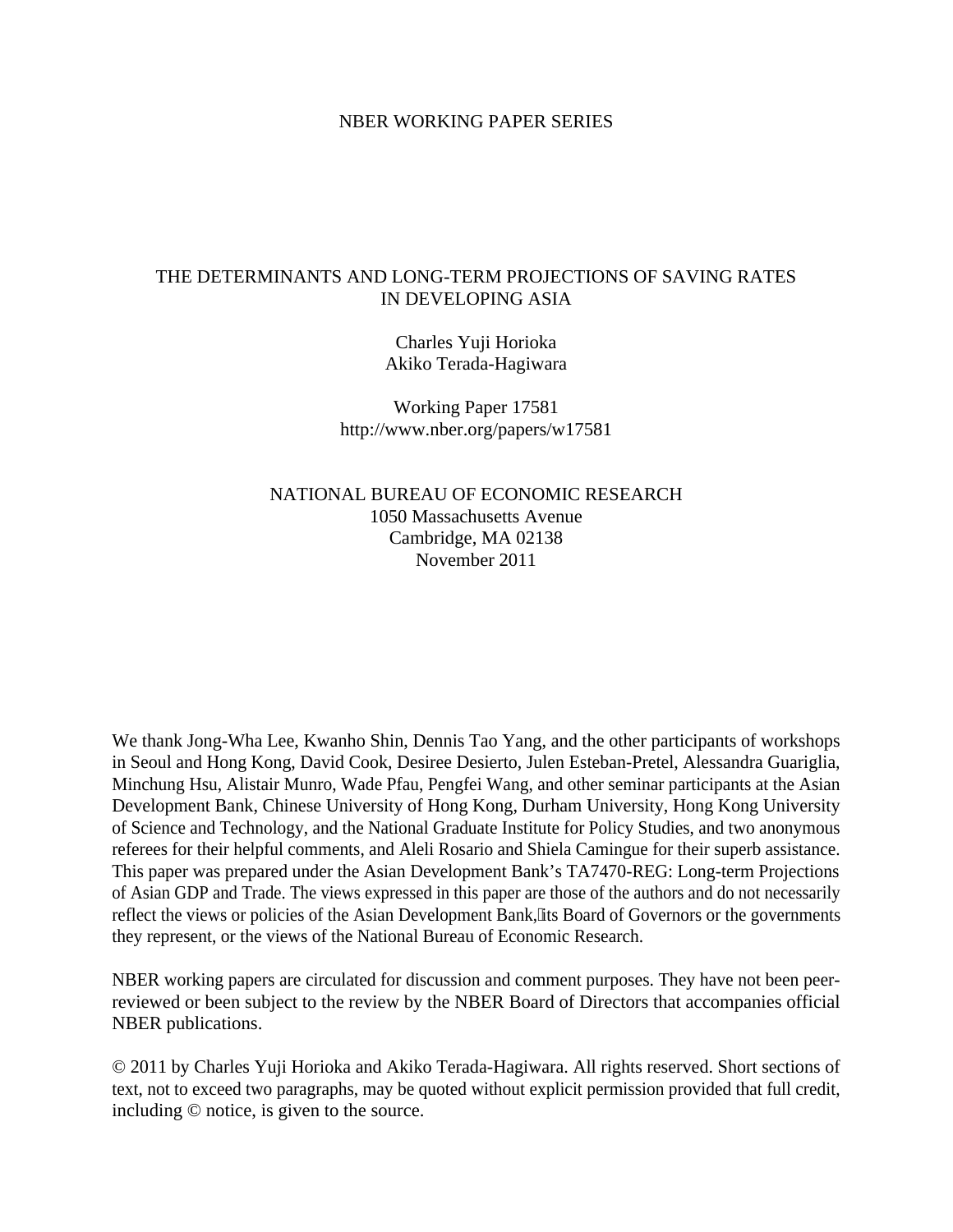NBER WORKING PAPER SERIES

# THE DETERMINANTS AND LONG-TERM PROJECTIONS OF SAVING RATES IN DEVELOPING ASIA

Charles Yuji Horioka
Akiko Terada-Hagiwara

Working Paper 17581
http://www.nber.org/papers/w17581

NATIONAL BUREAU OF ECONOMIC RESEARCH
1050 Massachusetts Avenue
Cambridge, MA 02138
November 2011

We thank Jong-Wha Lee, Kwanho Shin, Dennis Tao Yang, and the other participants of workshops in Seoul and Hong Kong, David Cook, Desiree Desierto, Julen Esteban-Pretel, Alessandra Guariglia, Minchung Hsu, Alistair Munro, Wade Pfau, Pengfei Wang, and other seminar participants at the Asian Development Bank, Chinese University of Hong Kong, Durham University, Hong Kong University of Science and Technology, and the National Graduate Institute for Policy Studies, and two anonymous referees for their helpful comments, and Aleli Rosario and Shiela Camingue for their superb assistance. This paper was prepared under the Asian Development Bank's TA7470-REG: Long-term Projections of Asian GDP and Trade. The views expressed in this paper are those of the authors and do not necessarily reflect the views or policies of the Asian Development Bank, its Board of Governors or the governments they represent, or the views of the National Bureau of Economic Research.

NBER working papers are circulated for discussion and comment purposes. They have not been peer-reviewed or been subject to the review by the NBER Board of Directors that accompanies official NBER publications.

© 2011 by Charles Yuji Horioka and Akiko Terada-Hagiwara. All rights reserved. Short sections of text, not to exceed two paragraphs, may be quoted without explicit permission provided that full credit, including © notice, is given to the source.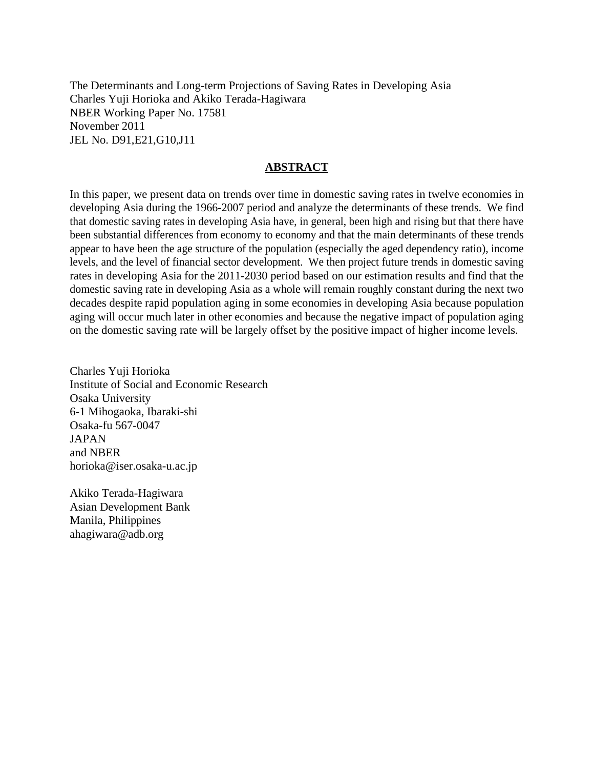The Determinants and Long-term Projections of Saving Rates in Developing Asia
Charles Yuji Horioka and Akiko Terada-Hagiwara
NBER Working Paper No. 17581
November 2011
JEL No. D91,E21,G10,J11

## ABSTRACT

In this paper, we present data on trends over time in domestic saving rates in twelve economies in developing Asia during the 1966-2007 period and analyze the determinants of these trends. We find that domestic saving rates in developing Asia have, in general, been high and rising but that there have been substantial differences from economy to economy and that the main determinants of these trends appear to have been the age structure of the population (especially the aged dependency ratio), income levels, and the level of financial sector development. We then project future trends in domestic saving rates in developing Asia for the 2011-2030 period based on our estimation results and find that the domestic saving rate in developing Asia as a whole will remain roughly constant during the next two decades despite rapid population aging in some economies in developing Asia because population aging will occur much later in other economies and because the negative impact of population aging on the domestic saving rate will be largely offset by the positive impact of higher income levels.

Charles Yuji Horioka
Institute of Social and Economic Research
Osaka University
6-1 Mihogaoka, Ibaraki-shi
Osaka-fu 567-0047
JAPAN
and NBER
horioka@iser.osaka-u.ac.jp

Akiko Terada-Hagiwara
Asian Development Bank
Manila, Philippines
ahagiwara@adb.org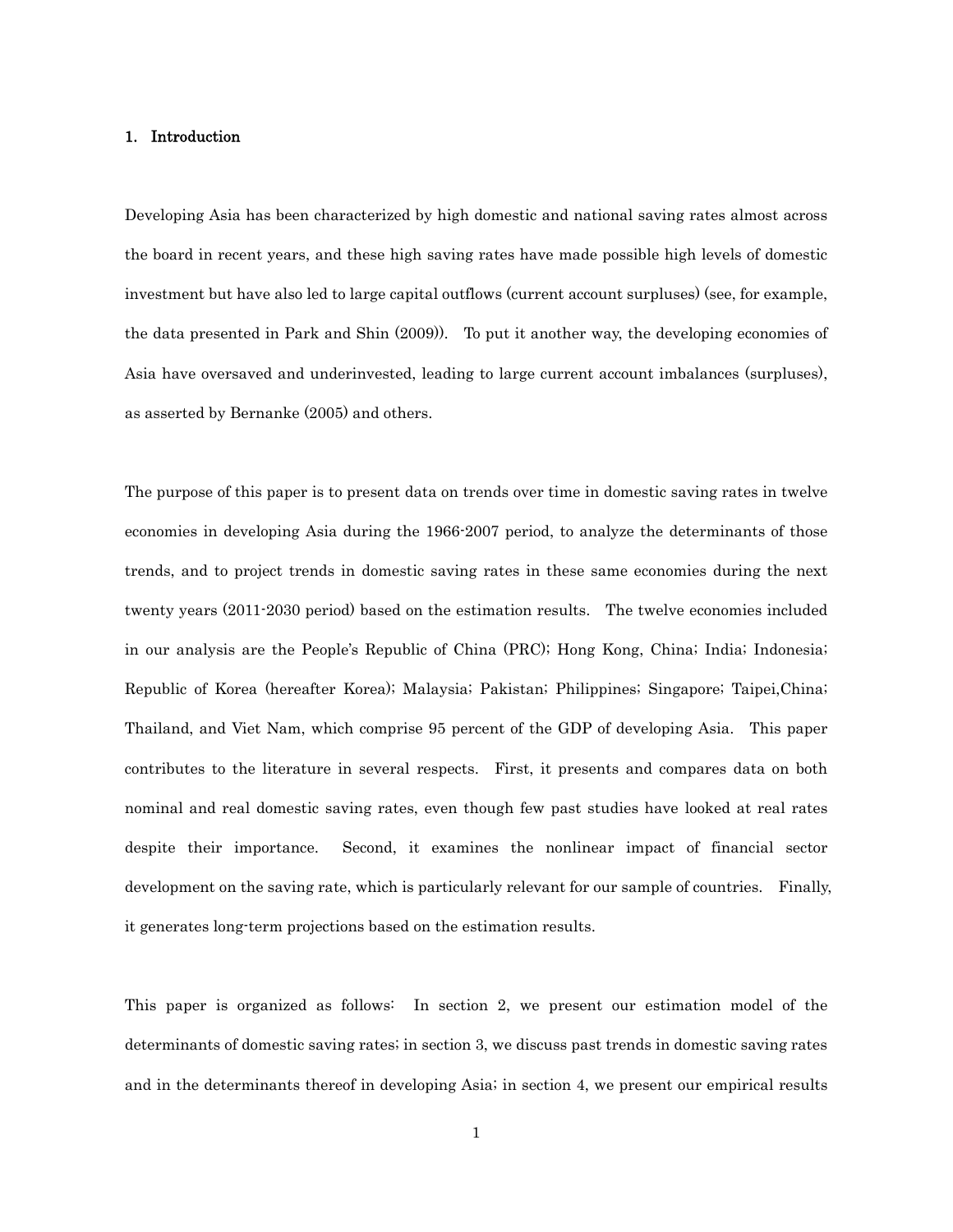## 1. Introduction

Developing Asia has been characterized by high domestic and national saving rates almost across the board in recent years, and these high saving rates have made possible high levels of domestic investment but have also led to large capital outflows (current account surpluses) (see, for example, the data presented in Park and Shin (2009)). To put it another way, the developing economies of Asia have oversaved and underinvested, leading to large current account imbalances (surpluses), as asserted by Bernanke (2005) and others.

The purpose of this paper is to present data on trends over time in domestic saving rates in twelve economies in developing Asia during the 1966-2007 period, to analyze the determinants of those trends, and to project trends in domestic saving rates in these same economies during the next twenty years (2011-2030 period) based on the estimation results. The twelve economies included in our analysis are the People's Republic of China (PRC); Hong Kong, China; India; Indonesia; Republic of Korea (hereafter Korea); Malaysia; Pakistan; Philippines; Singapore; Taipei,China; Thailand, and Viet Nam, which comprise 95 percent of the GDP of developing Asia. This paper contributes to the literature in several respects. First, it presents and compares data on both nominal and real domestic saving rates, even though few past studies have looked at real rates despite their importance. Second, it examines the nonlinear impact of financial sector development on the saving rate, which is particularly relevant for our sample of countries. Finally, it generates long-term projections based on the estimation results.

This paper is organized as follows: In section 2, we present our estimation model of the determinants of domestic saving rates; in section 3, we discuss past trends in domestic saving rates and in the determinants thereof in developing Asia; in section 4, we present our empirical results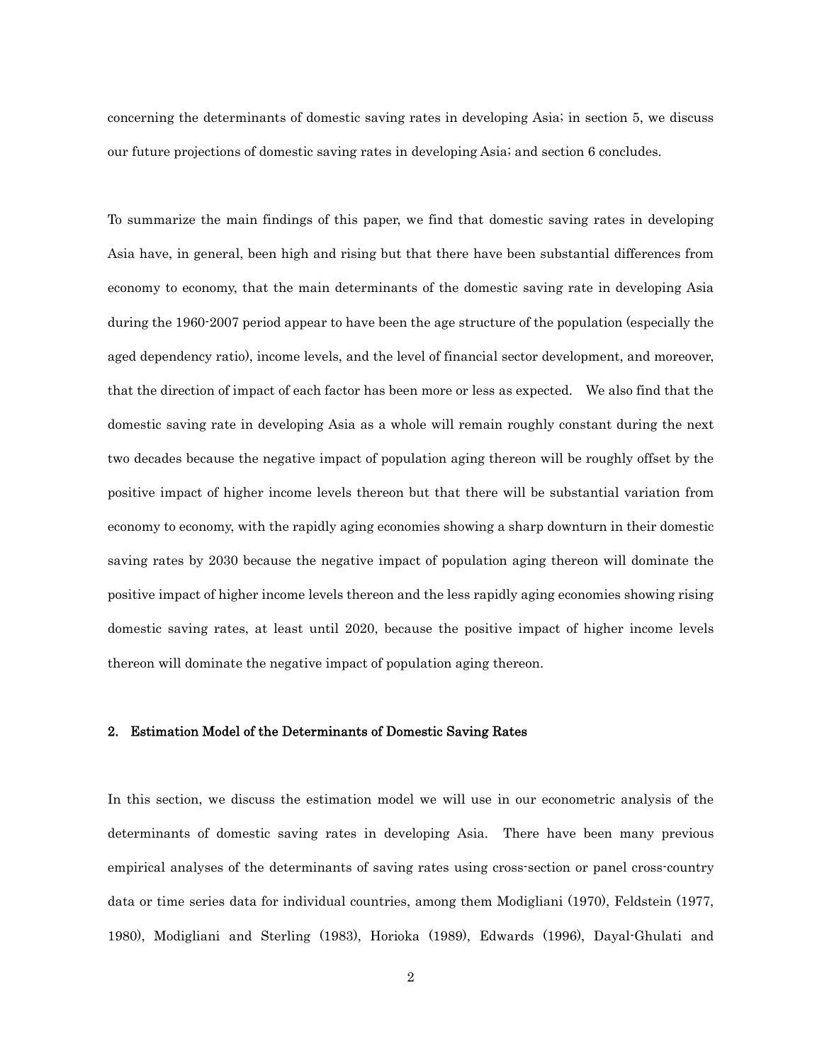concerning the determinants of domestic saving rates in developing Asia; in section 5, we discuss our future projections of domestic saving rates in developing Asia; and section 6 concludes.

To summarize the main findings of this paper, we find that domestic saving rates in developing Asia have, in general, been high and rising but that there have been substantial differences from economy to economy, that the main determinants of the domestic saving rate in developing Asia during the 1960-2007 period appear to have been the age structure of the population (especially the aged dependency ratio), income levels, and the level of financial sector development, and moreover, that the direction of impact of each factor has been more or less as expected. We also find that the domestic saving rate in developing Asia as a whole will remain roughly constant during the next two decades because the negative impact of population aging thereon will be roughly offset by the positive impact of higher income levels thereon but that there will be substantial variation from economy to economy, with the rapidly aging economies showing a sharp downturn in their domestic saving rates by 2030 because the negative impact of population aging thereon will dominate the positive impact of higher income levels thereon and the less rapidly aging economies showing rising domestic saving rates, at least until 2020, because the positive impact of higher income levels thereon will dominate the negative impact of population aging thereon.

## 2. Estimation Model of the Determinants of Domestic Saving Rates

In this section, we discuss the estimation model we will use in our econometric analysis of the determinants of domestic saving rates in developing Asia. There have been many previous empirical analyses of the determinants of saving rates using cross-section or panel cross-country data or time series data for individual countries, among them Modigliani (1970), Feldstein (1977, 1980), Modigliani and Sterling (1983), Horioka (1989), Edwards (1996), Dayal-Ghulati and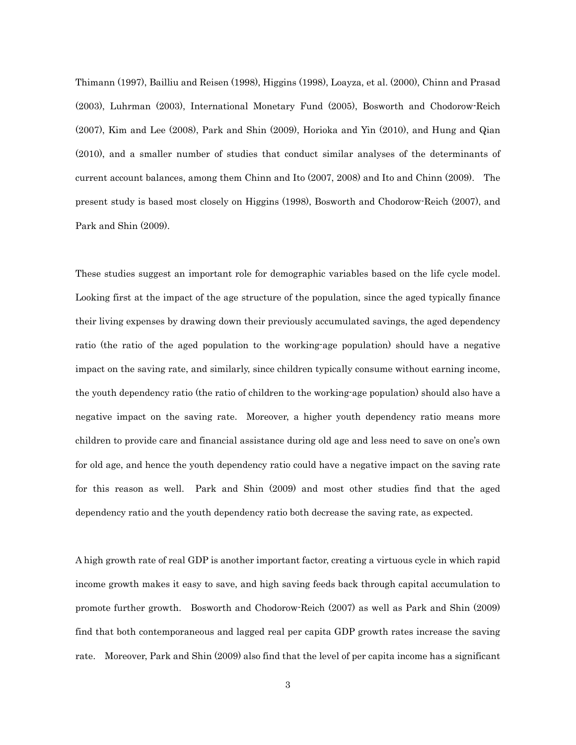Thimann (1997), Bailliu and Reisen (1998), Higgins (1998), Loayza, et al. (2000), Chinn and Prasad (2003), Luhrman (2003), International Monetary Fund (2005), Bosworth and Chodorow-Reich (2007), Kim and Lee (2008), Park and Shin (2009), Horioka and Yin (2010), and Hung and Qian (2010), and a smaller number of studies that conduct similar analyses of the determinants of current account balances, among them Chinn and Ito (2007, 2008) and Ito and Chinn (2009). The present study is based most closely on Higgins (1998), Bosworth and Chodorow-Reich (2007), and Park and Shin (2009).

These studies suggest an important role for demographic variables based on the life cycle model. Looking first at the impact of the age structure of the population, since the aged typically finance their living expenses by drawing down their previously accumulated savings, the aged dependency ratio (the ratio of the aged population to the working-age population) should have a negative impact on the saving rate, and similarly, since children typically consume without earning income, the youth dependency ratio (the ratio of children to the working-age population) should also have a negative impact on the saving rate. Moreover, a higher youth dependency ratio means more children to provide care and financial assistance during old age and less need to save on one's own for old age, and hence the youth dependency ratio could have a negative impact on the saving rate for this reason as well. Park and Shin (2009) and most other studies find that the aged dependency ratio and the youth dependency ratio both decrease the saving rate, as expected.

A high growth rate of real GDP is another important factor, creating a virtuous cycle in which rapid income growth makes it easy to save, and high saving feeds back through capital accumulation to promote further growth. Bosworth and Chodorow-Reich (2007) as well as Park and Shin (2009) find that both contemporaneous and lagged real per capita GDP growth rates increase the saving rate. Moreover, Park and Shin (2009) also find that the level of per capita income has a significant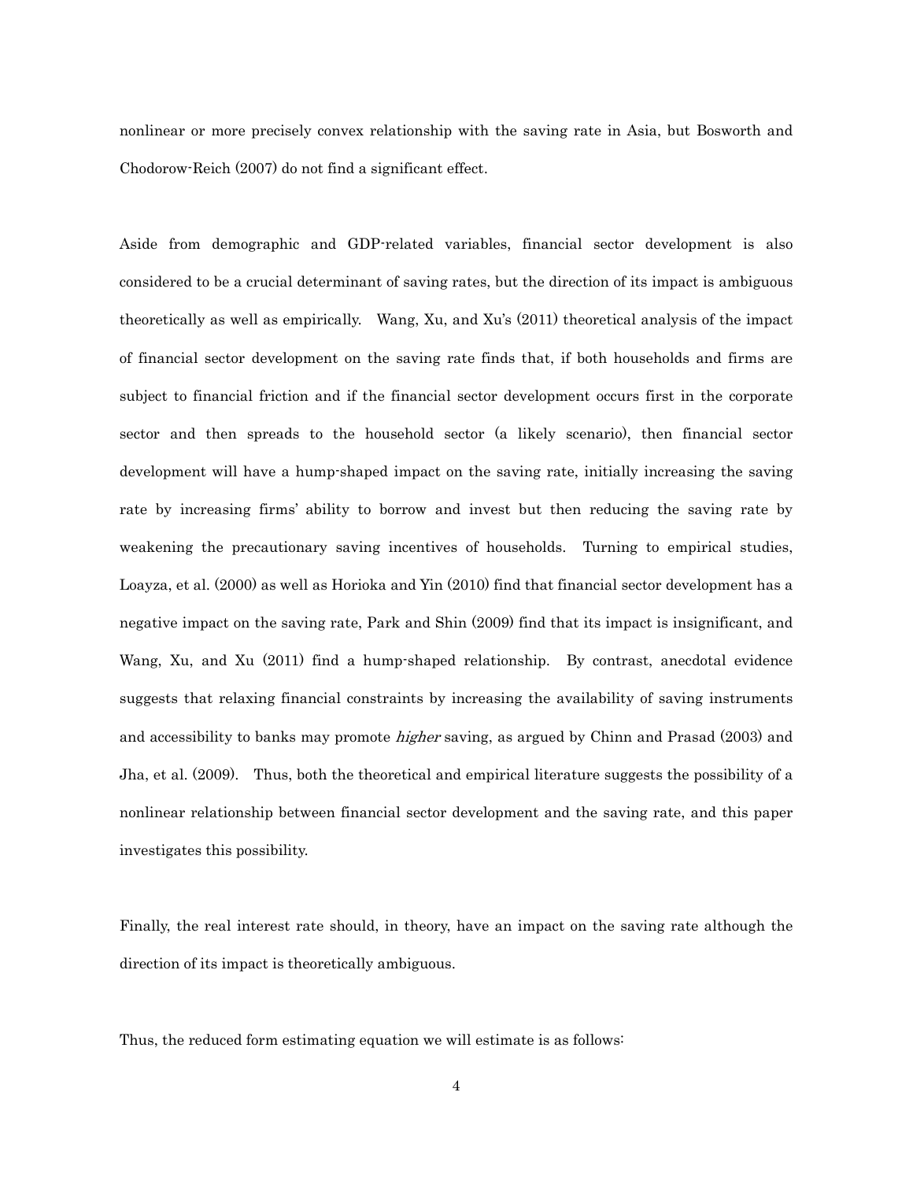nonlinear or more precisely convex relationship with the saving rate in Asia, but Bosworth and Chodorow-Reich (2007) do not find a significant effect.

Aside from demographic and GDP-related variables, financial sector development is also considered to be a crucial determinant of saving rates, but the direction of its impact is ambiguous theoretically as well as empirically. Wang, Xu, and Xu's (2011) theoretical analysis of the impact of financial sector development on the saving rate finds that, if both households and firms are subject to financial friction and if the financial sector development occurs first in the corporate sector and then spreads to the household sector (a likely scenario), then financial sector development will have a hump-shaped impact on the saving rate, initially increasing the saving rate by increasing firms' ability to borrow and invest but then reducing the saving rate by weakening the precautionary saving incentives of households. Turning to empirical studies, Loayza, et al. (2000) as well as Horioka and Yin (2010) find that financial sector development has a negative impact on the saving rate, Park and Shin (2009) find that its impact is insignificant, and Wang, Xu, and Xu (2011) find a hump-shaped relationship. By contrast, anecdotal evidence suggests that relaxing financial constraints by increasing the availability of saving instruments and accessibility to banks may promote *higher* saving, as argued by Chinn and Prasad (2003) and Jha, et al. (2009). Thus, both the theoretical and empirical literature suggests the possibility of a nonlinear relationship between financial sector development and the saving rate, and this paper investigates this possibility.

Finally, the real interest rate should, in theory, have an impact on the saving rate although the direction of its impact is theoretically ambiguous.

Thus, the reduced form estimating equation we will estimate is as follows: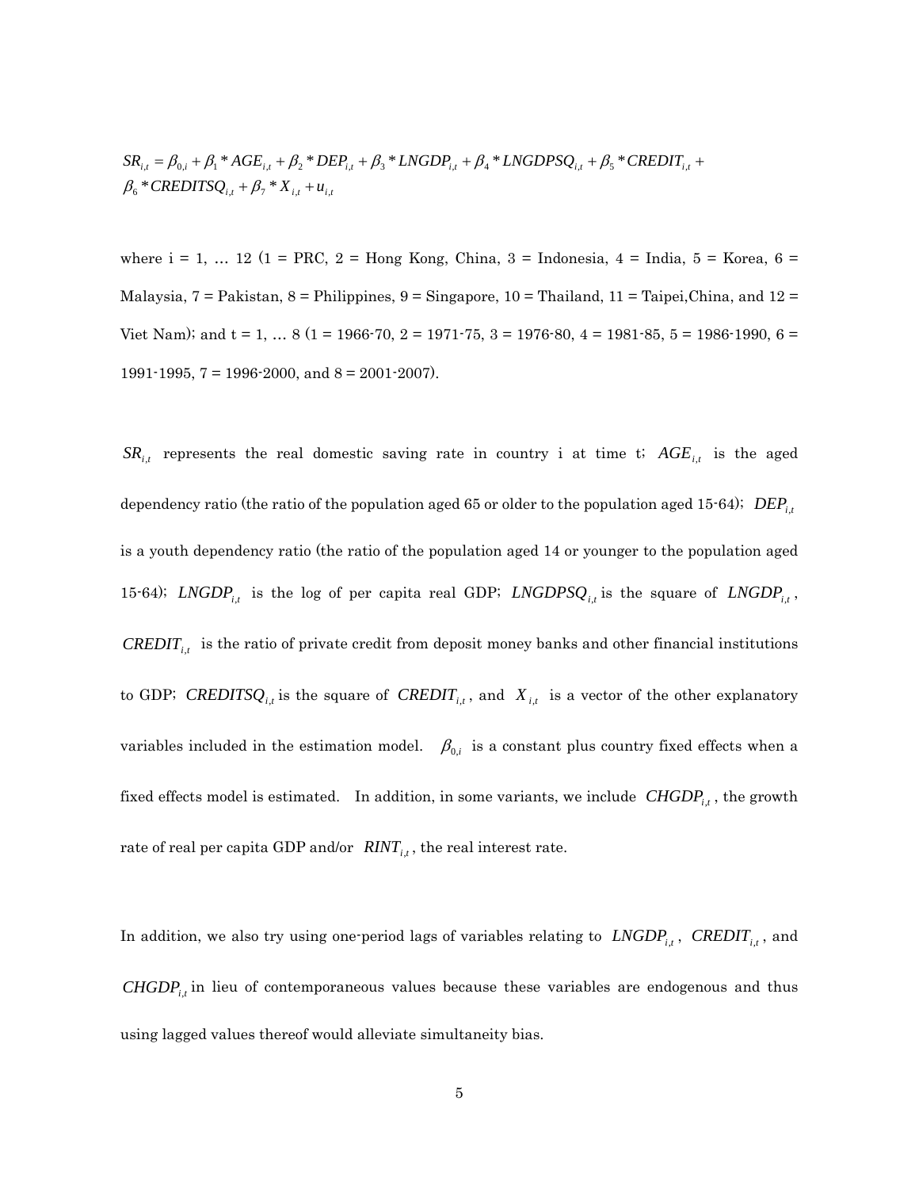$$SR_{i,t} = \beta_{0,i} + \beta_1 * AGE_{i,t} + \beta_2 * DEP_{i,t} + \beta_3 * LNGDP_{i,t} + \beta_4 * LNGDPSQ_{i,t} + \beta_5 * CREDIT_{i,t} +$$
$$\beta_6 * CREDITSQ_{i,t} + \beta_7 * X_{i,t} + u_{i,t}$$

where i = 1, … 12 (1 = PRC, 2 = Hong Kong, China, 3 = Indonesia, 4 = India, 5 = Korea, 6 = Malaysia, 7 = Pakistan, 8 = Philippines, 9 = Singapore, 10 = Thailand, 11 = Taipei,China, and 12 = Viet Nam); and t = 1, … 8 (1 = 1966-70, 2 = 1971-75, 3 = 1976-80, 4 = 1981-85, 5 = 1986-1990, 6 = 1991-1995, 7 = 1996-2000, and 8 = 2001-2007).

$SR_{i,t}$ represents the real domestic saving rate in country i at time t; $AGE_{i,t}$ is the aged dependency ratio (the ratio of the population aged 65 or older to the population aged 15-64); $DEP_{i,t}$ is a youth dependency ratio (the ratio of the population aged 14 or younger to the population aged 15-64); $LNGDP_{i,t}$ is the log of per capita real GDP; $LNGDPSQ_{i,t}$ is the square of $LNGDP_{i,t}$, $CREDIT_{i,t}$ is the ratio of private credit from deposit money banks and other financial institutions to GDP; $CREDITSQ_{i,t}$ is the square of $CREDIT_{i,t}$, and $X_{i,t}$ is a vector of the other explanatory variables included in the estimation model. $\beta_{0,i}$ is a constant plus country fixed effects when a fixed effects model is estimated. In addition, in some variants, we include $CHGDP_{i,t}$, the growth rate of real per capita GDP and/or $RINT_{i,t}$, the real interest rate.

In addition, we also try using one-period lags of variables relating to $LNGDP_{i,t}$, $CREDIT_{i,t}$, and $CHGDP_{i,t}$ in lieu of contemporaneous values because these variables are endogenous and thus using lagged values thereof would alleviate simultaneity bias.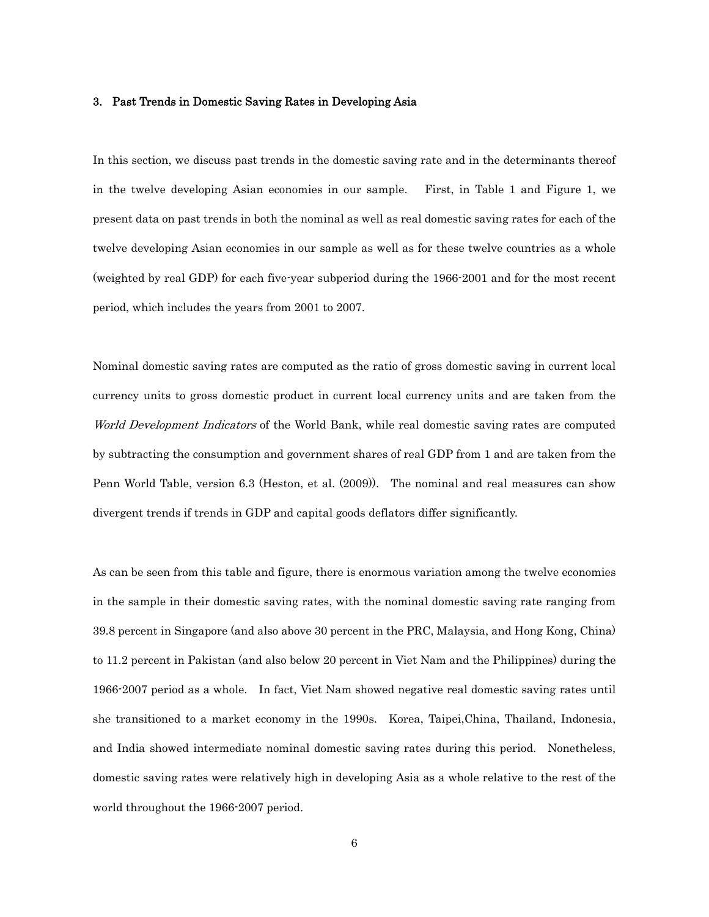## 3. Past Trends in Domestic Saving Rates in Developing Asia

In this section, we discuss past trends in the domestic saving rate and in the determinants thereof in the twelve developing Asian economies in our sample. First, in Table 1 and Figure 1, we present data on past trends in both the nominal as well as real domestic saving rates for each of the twelve developing Asian economies in our sample as well as for these twelve countries as a whole (weighted by real GDP) for each five-year subperiod during the 1966-2001 and for the most recent period, which includes the years from 2001 to 2007.

Nominal domestic saving rates are computed as the ratio of gross domestic saving in current local currency units to gross domestic product in current local currency units and are taken from the *World Development Indicators* of the World Bank, while real domestic saving rates are computed by subtracting the consumption and government shares of real GDP from 1 and are taken from the Penn World Table, version 6.3 (Heston, et al. (2009)). The nominal and real measures can show divergent trends if trends in GDP and capital goods deflators differ significantly.

As can be seen from this table and figure, there is enormous variation among the twelve economies in the sample in their domestic saving rates, with the nominal domestic saving rate ranging from 39.8 percent in Singapore (and also above 30 percent in the PRC, Malaysia, and Hong Kong, China) to 11.2 percent in Pakistan (and also below 20 percent in Viet Nam and the Philippines) during the 1966-2007 period as a whole. In fact, Viet Nam showed negative real domestic saving rates until she transitioned to a market economy in the 1990s. Korea, Taipei,China, Thailand, Indonesia, and India showed intermediate nominal domestic saving rates during this period. Nonetheless, domestic saving rates were relatively high in developing Asia as a whole relative to the rest of the world throughout the 1966-2007 period.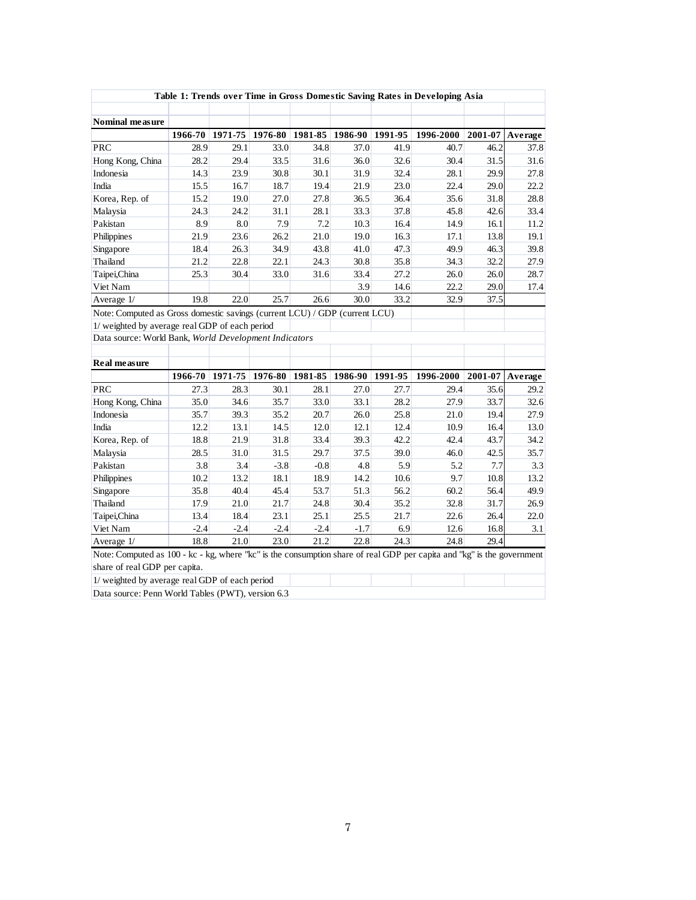**Table 1: Trends over Time in Gross Domestic Saving Rates in Developing Asia**

**Nominal measure**

| | 1966-70 | 1971-75 | 1976-80 | 1981-85 | 1986-90 | 1991-95 | 1996-2000 | 2001-07 | Average |
|---|---|---|---|---|---|---|---|---|---|
| PRC | 28.9 | 29.1 | 33.0 | 34.8 | 37.0 | 41.9 | 40.7 | 46.2 | 37.8 |
| Hong Kong, China | 28.2 | 29.4 | 33.5 | 31.6 | 36.0 | 32.6 | 30.4 | 31.5 | 31.6 |
| Indonesia | 14.3 | 23.9 | 30.8 | 30.1 | 31.9 | 32.4 | 28.1 | 29.9 | 27.8 |
| India | 15.5 | 16.7 | 18.7 | 19.4 | 21.9 | 23.0 | 22.4 | 29.0 | 22.2 |
| Korea, Rep. of | 15.2 | 19.0 | 27.0 | 27.8 | 36.5 | 36.4 | 35.6 | 31.8 | 28.8 |
| Malaysia | 24.3 | 24.2 | 31.1 | 28.1 | 33.3 | 37.8 | 45.8 | 42.6 | 33.4 |
| Pakistan | 8.9 | 8.0 | 7.9 | 7.2 | 10.3 | 16.4 | 14.9 | 16.1 | 11.2 |
| Philippines | 21.9 | 23.6 | 26.2 | 21.0 | 19.0 | 16.3 | 17.1 | 13.8 | 19.1 |
| Singapore | 18.4 | 26.3 | 34.9 | 43.8 | 41.0 | 47.3 | 49.9 | 46.3 | 39.8 |
| Thailand | 21.2 | 22.8 | 22.1 | 24.3 | 30.8 | 35.8 | 34.3 | 32.2 | 27.9 |
| Taipei,China | 25.3 | 30.4 | 33.0 | 31.6 | 33.4 | 27.2 | 26.0 | 26.0 | 28.7 |
| Viet Nam | | | | | 3.9 | 14.6 | 22.2 | 29.0 | 17.4 |
| Average 1/ | 19.8 | 22.0 | 25.7 | 26.6 | 30.0 | 33.2 | 32.9 | 37.5 | |

Note: Computed as Gross domestic savings (current LCU) / GDP (current LCU)

1/ weighted by average real GDP of each period

Data source: World Bank, *World Development Indicators*

**Real measure**

| | 1966-70 | 1971-75 | 1976-80 | 1981-85 | 1986-90 | 1991-95 | 1996-2000 | 2001-07 | Average |
|---|---|---|---|---|---|---|---|---|---|
| PRC | 27.3 | 28.3 | 30.1 | 28.1 | 27.0 | 27.7 | 29.4 | 35.6 | 29.2 |
| Hong Kong, China | 35.0 | 34.6 | 35.7 | 33.0 | 33.1 | 28.2 | 27.9 | 33.7 | 32.6 |
| Indonesia | 35.7 | 39.3 | 35.2 | 20.7 | 26.0 | 25.8 | 21.0 | 19.4 | 27.9 |
| India | 12.2 | 13.1 | 14.5 | 12.0 | 12.1 | 12.4 | 10.9 | 16.4 | 13.0 |
| Korea, Rep. of | 18.8 | 21.9 | 31.8 | 33.4 | 39.3 | 42.2 | 42.4 | 43.7 | 34.2 |
| Malaysia | 28.5 | 31.0 | 31.5 | 29.7 | 37.5 | 39.0 | 46.0 | 42.5 | 35.7 |
| Pakistan | 3.8 | 3.4 | -3.8 | -0.8 | 4.8 | 5.9 | 5.2 | 7.7 | 3.3 |
| Philippines | 10.2 | 13.2 | 18.1 | 18.9 | 14.2 | 10.6 | 9.7 | 10.8 | 13.2 |
| Singapore | 35.8 | 40.4 | 45.4 | 53.7 | 51.3 | 56.2 | 60.2 | 56.4 | 49.9 |
| Thailand | 17.9 | 21.0 | 21.7 | 24.8 | 30.4 | 35.2 | 32.8 | 31.7 | 26.9 |
| Taipei,China | 13.4 | 18.4 | 23.1 | 25.1 | 25.5 | 21.7 | 22.6 | 26.4 | 22.0 |
| Viet Nam | -2.4 | -2.4 | -2.4 | -2.4 | -1.7 | 6.9 | 12.6 | 16.8 | 3.1 |
| Average 1/ | 18.8 | 21.0 | 23.0 | 21.2 | 22.8 | 24.3 | 24.8 | 29.4 | |

Note: Computed as 100 - kc - kg, where "kc" is the consumption share of real GDP per capita and "kg" is the government share of real GDP per capita.

1/ weighted by average real GDP of each period

Data source: Penn World Tables (PWT), version 6.3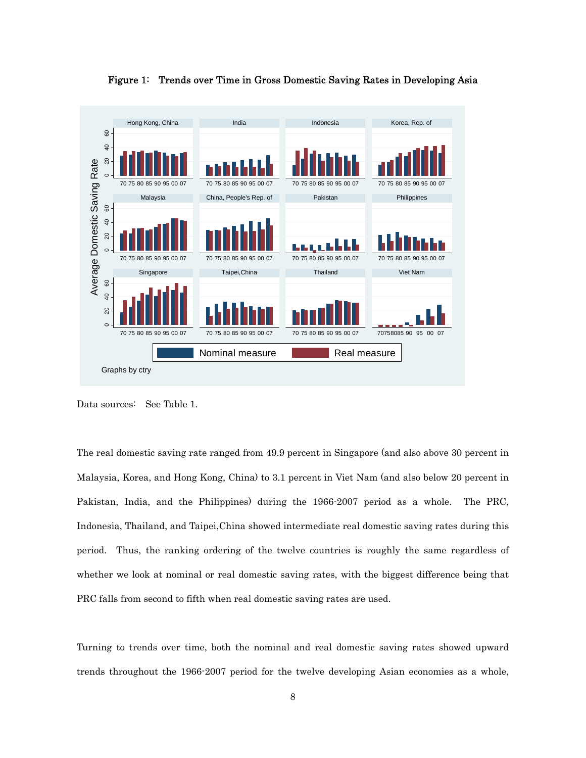**Figure 1: Trends over Time in Gross Domestic Saving Rates in Developing Asia**

Data sources: See Table 1.

The real domestic saving rate ranged from 49.9 percent in Singapore (and also above 30 percent in Malaysia, Korea, and Hong Kong, China) to 3.1 percent in Viet Nam (and also below 20 percent in Pakistan, India, and the Philippines) during the 1966-2007 period as a whole. The PRC, Indonesia, Thailand, and Taipei,China showed intermediate real domestic saving rates during this period. Thus, the ranking ordering of the twelve countries is roughly the same regardless of whether we look at nominal or real domestic saving rates, with the biggest difference being that PRC falls from second to fifth when real domestic saving rates are used.

Turning to trends over time, both the nominal and real domestic saving rates showed upward trends throughout the 1966-2007 period for the twelve developing Asian economies as a whole,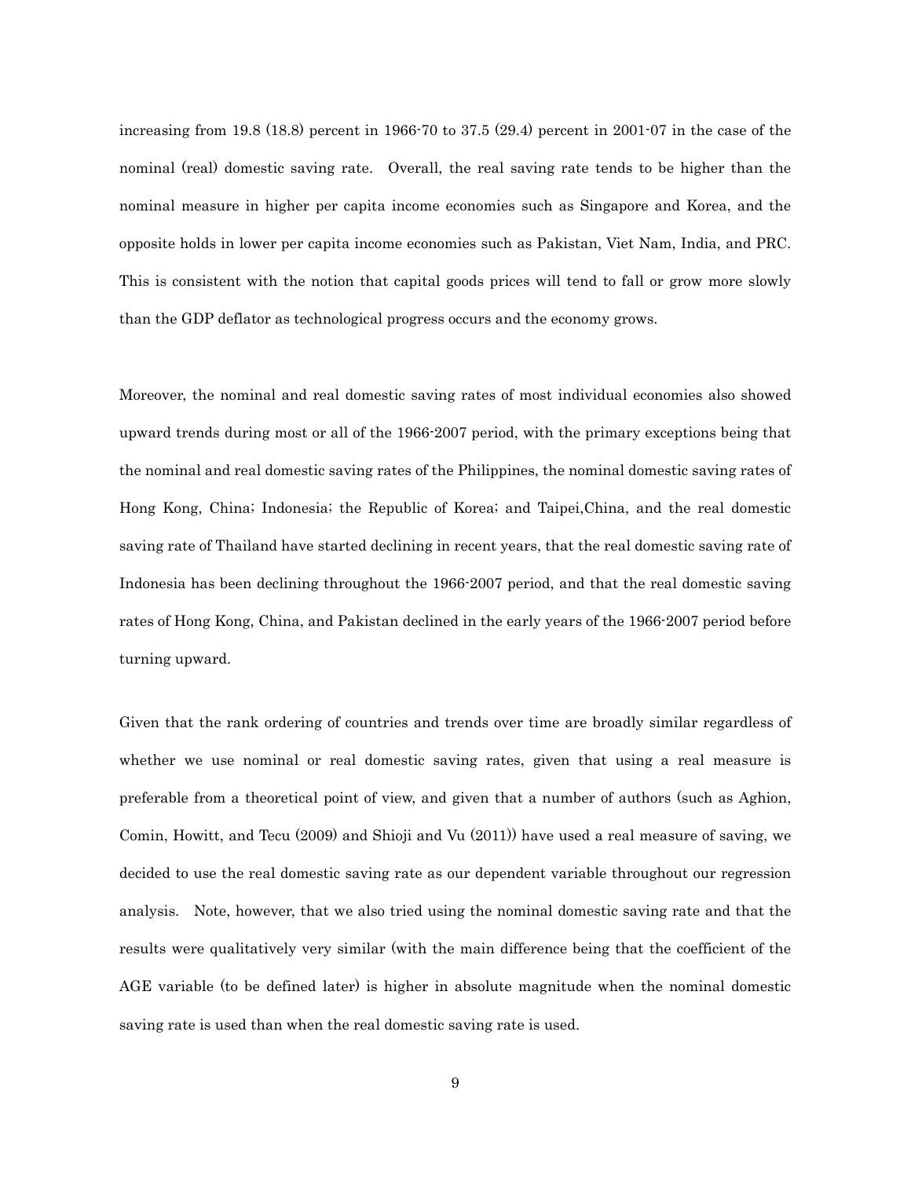increasing from 19.8 (18.8) percent in 1966-70 to 37.5 (29.4) percent in 2001-07 in the case of the nominal (real) domestic saving rate. Overall, the real saving rate tends to be higher than the nominal measure in higher per capita income economies such as Singapore and Korea, and the opposite holds in lower per capita income economies such as Pakistan, Viet Nam, India, and PRC. This is consistent with the notion that capital goods prices will tend to fall or grow more slowly than the GDP deflator as technological progress occurs and the economy grows.

Moreover, the nominal and real domestic saving rates of most individual economies also showed upward trends during most or all of the 1966-2007 period, with the primary exceptions being that the nominal and real domestic saving rates of the Philippines, the nominal domestic saving rates of Hong Kong, China; Indonesia; the Republic of Korea; and Taipei,China, and the real domestic saving rate of Thailand have started declining in recent years, that the real domestic saving rate of Indonesia has been declining throughout the 1966-2007 period, and that the real domestic saving rates of Hong Kong, China, and Pakistan declined in the early years of the 1966-2007 period before turning upward.

Given that the rank ordering of countries and trends over time are broadly similar regardless of whether we use nominal or real domestic saving rates, given that using a real measure is preferable from a theoretical point of view, and given that a number of authors (such as Aghion, Comin, Howitt, and Tecu (2009) and Shioji and Vu (2011)) have used a real measure of saving, we decided to use the real domestic saving rate as our dependent variable throughout our regression analysis. Note, however, that we also tried using the nominal domestic saving rate and that the results were qualitatively very similar (with the main difference being that the coefficient of the AGE variable (to be defined later) is higher in absolute magnitude when the nominal domestic saving rate is used than when the real domestic saving rate is used.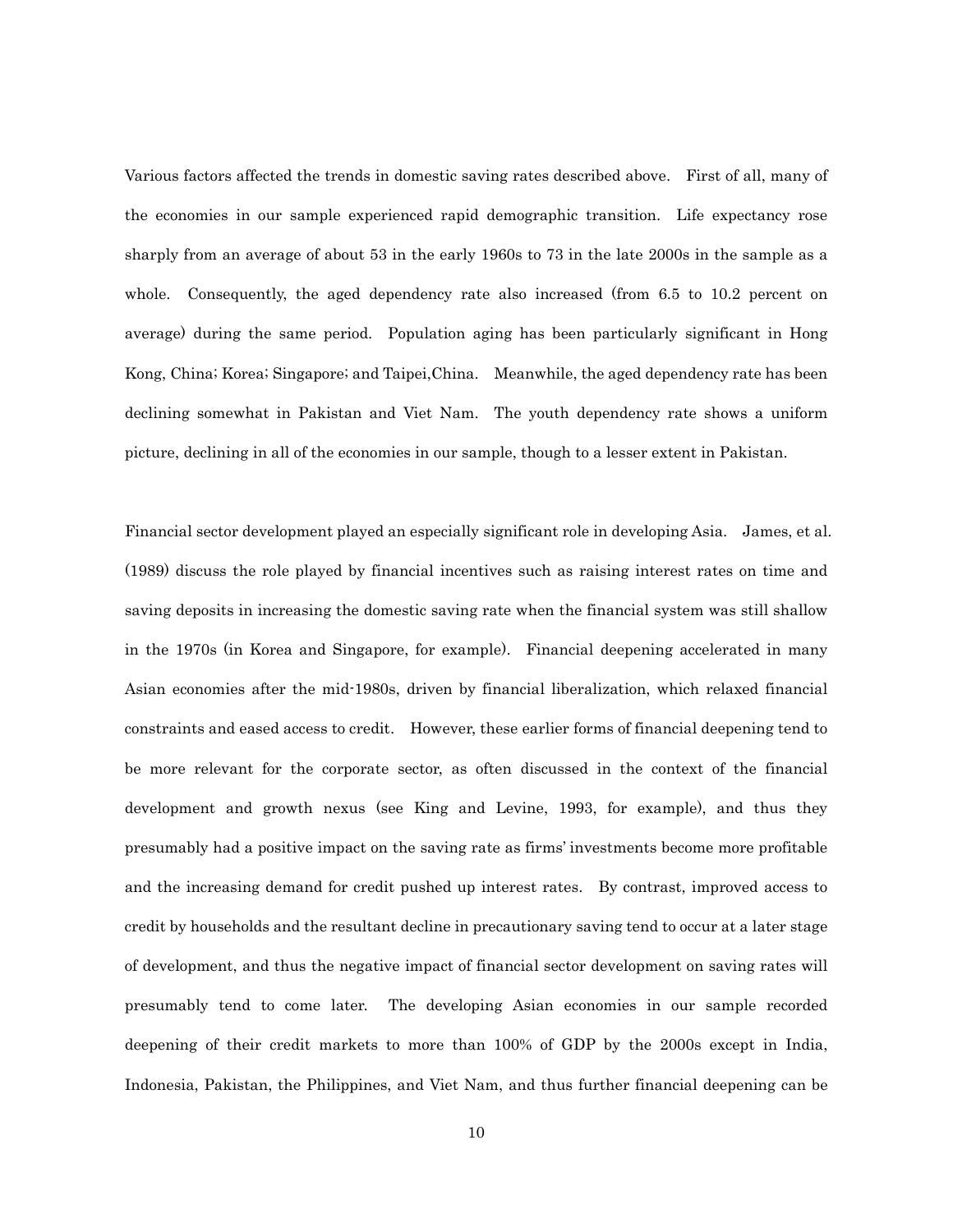Various factors affected the trends in domestic saving rates described above. First of all, many of the economies in our sample experienced rapid demographic transition. Life expectancy rose sharply from an average of about 53 in the early 1960s to 73 in the late 2000s in the sample as a whole. Consequently, the aged dependency rate also increased (from 6.5 to 10.2 percent on average) during the same period. Population aging has been particularly significant in Hong Kong, China; Korea; Singapore; and Taipei,China. Meanwhile, the aged dependency rate has been declining somewhat in Pakistan and Viet Nam. The youth dependency rate shows a uniform picture, declining in all of the economies in our sample, though to a lesser extent in Pakistan.

Financial sector development played an especially significant role in developing Asia. James, et al. (1989) discuss the role played by financial incentives such as raising interest rates on time and saving deposits in increasing the domestic saving rate when the financial system was still shallow in the 1970s (in Korea and Singapore, for example). Financial deepening accelerated in many Asian economies after the mid-1980s, driven by financial liberalization, which relaxed financial constraints and eased access to credit. However, these earlier forms of financial deepening tend to be more relevant for the corporate sector, as often discussed in the context of the financial development and growth nexus (see King and Levine, 1993, for example), and thus they presumably had a positive impact on the saving rate as firms' investments become more profitable and the increasing demand for credit pushed up interest rates. By contrast, improved access to credit by households and the resultant decline in precautionary saving tend to occur at a later stage of development, and thus the negative impact of financial sector development on saving rates will presumably tend to come later. The developing Asian economies in our sample recorded deepening of their credit markets to more than 100% of GDP by the 2000s except in India, Indonesia, Pakistan, the Philippines, and Viet Nam, and thus further financial deepening can be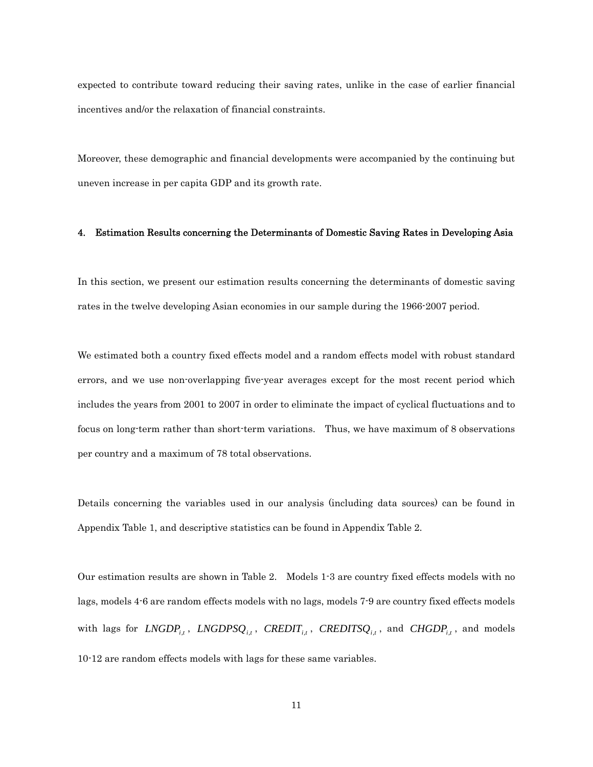expected to contribute toward reducing their saving rates, unlike in the case of earlier financial incentives and/or the relaxation of financial constraints.

Moreover, these demographic and financial developments were accompanied by the continuing but uneven increase in per capita GDP and its growth rate.

## 4. Estimation Results concerning the Determinants of Domestic Saving Rates in Developing Asia

In this section, we present our estimation results concerning the determinants of domestic saving rates in the twelve developing Asian economies in our sample during the 1966-2007 period.

We estimated both a country fixed effects model and a random effects model with robust standard errors, and we use non-overlapping five-year averages except for the most recent period which includes the years from 2001 to 2007 in order to eliminate the impact of cyclical fluctuations and to focus on long-term rather than short-term variations. Thus, we have maximum of 8 observations per country and a maximum of 78 total observations.

Details concerning the variables used in our analysis (including data sources) can be found in Appendix Table 1, and descriptive statistics can be found in Appendix Table 2.

Our estimation results are shown in Table 2. Models 1-3 are country fixed effects models with no lags, models 4-6 are random effects models with no lags, models 7-9 are country fixed effects models with lags for $LNGDP_{i,t}$, $LNGDPSQ_{i,t}$, $CREDIT_{i,t}$, $CREDITSQ_{i,t}$, and $CHGDP_{i,t}$, and models 10-12 are random effects models with lags for these same variables.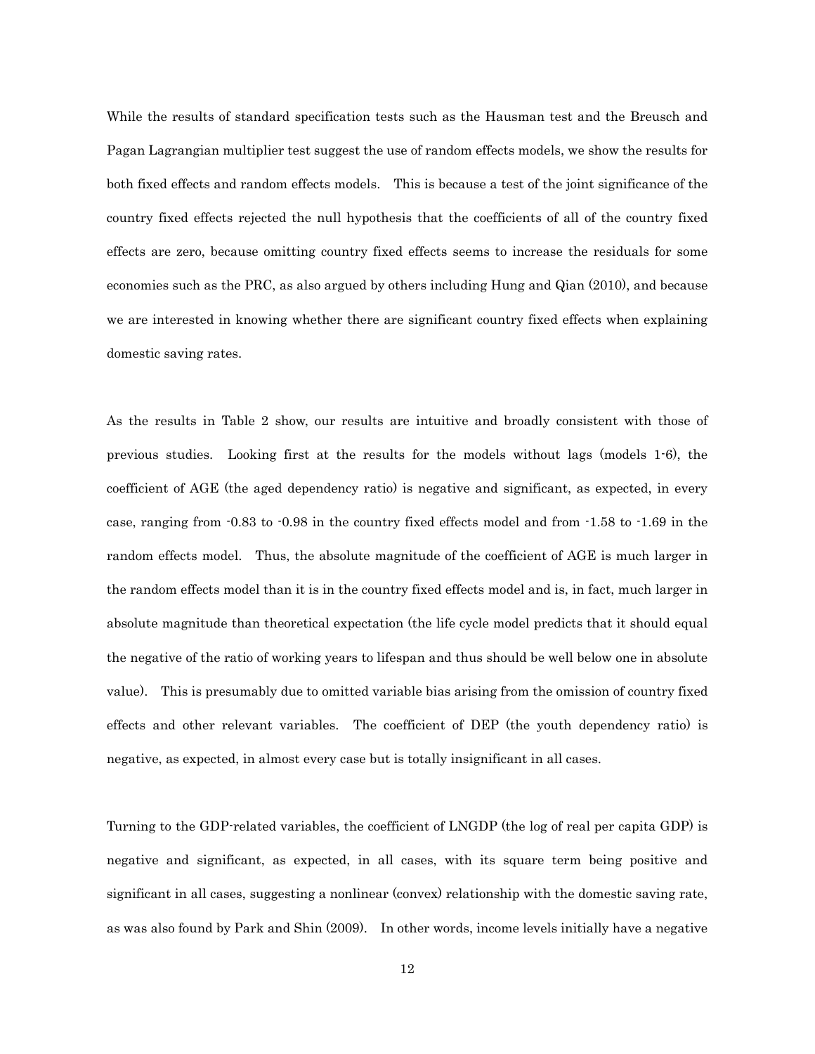While the results of standard specification tests such as the Hausman test and the Breusch and Pagan Lagrangian multiplier test suggest the use of random effects models, we show the results for both fixed effects and random effects models. This is because a test of the joint significance of the country fixed effects rejected the null hypothesis that the coefficients of all of the country fixed effects are zero, because omitting country fixed effects seems to increase the residuals for some economies such as the PRC, as also argued by others including Hung and Qian (2010), and because we are interested in knowing whether there are significant country fixed effects when explaining domestic saving rates.

As the results in Table 2 show, our results are intuitive and broadly consistent with those of previous studies. Looking first at the results for the models without lags (models 1-6), the coefficient of AGE (the aged dependency ratio) is negative and significant, as expected, in every case, ranging from -0.83 to -0.98 in the country fixed effects model and from -1.58 to -1.69 in the random effects model. Thus, the absolute magnitude of the coefficient of AGE is much larger in the random effects model than it is in the country fixed effects model and is, in fact, much larger in absolute magnitude than theoretical expectation (the life cycle model predicts that it should equal the negative of the ratio of working years to lifespan and thus should be well below one in absolute value). This is presumably due to omitted variable bias arising from the omission of country fixed effects and other relevant variables. The coefficient of DEP (the youth dependency ratio) is negative, as expected, in almost every case but is totally insignificant in all cases.

Turning to the GDP-related variables, the coefficient of LNGDP (the log of real per capita GDP) is negative and significant, as expected, in all cases, with its square term being positive and significant in all cases, suggesting a nonlinear (convex) relationship with the domestic saving rate, as was also found by Park and Shin (2009). In other words, income levels initially have a negative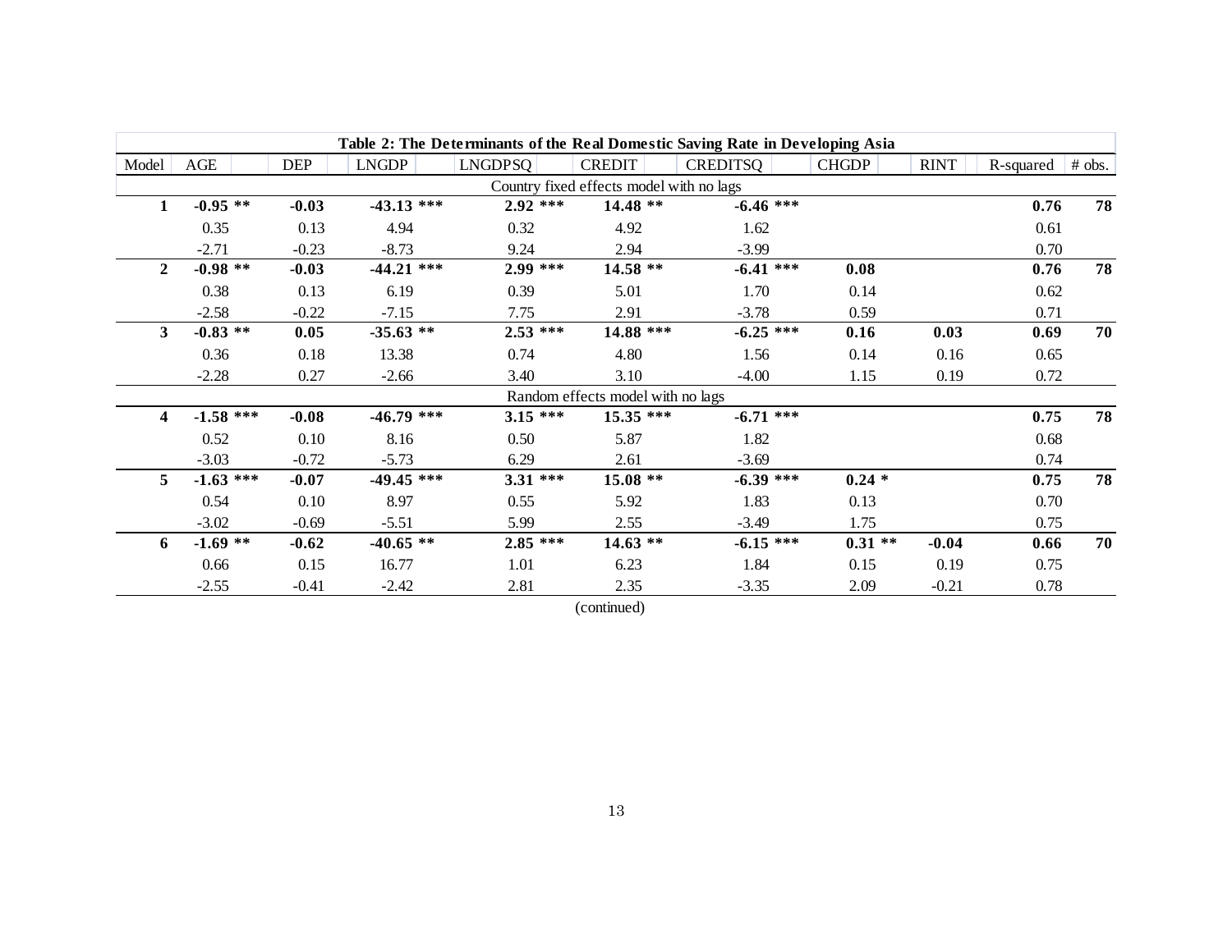**Table 2: The Determinants of the Real Domestic Saving Rate in Developing Asia**

| Model | AGE | DEP | LNGDP | LNGDPSQ | CREDIT | CREDITSQ | CHGDP | RINT | R-squared | # obs. |
|---|---|---|---|---|---|---|---|---|---|---|
| Country fixed effects model with no lags | | | | | | | | | | |
| **1** | **-0.95 \*\*** | **-0.03** | **-43.13 \*\*\*** | **2.92 \*\*\*** | **14.48 \*\*** | **-6.46 \*\*\*** | | | **0.76** | **78** |
| | 0.35 | 0.13 | 4.94 | 0.32 | 4.92 | 1.62 | | | 0.61 | |
| | -2.71 | -0.23 | -8.73 | 9.24 | 2.94 | -3.99 | | | 0.70 | |
| **2** | **-0.98 \*\*** | **-0.03** | **-44.21 \*\*\*** | **2.99 \*\*\*** | **14.58 \*\*** | **-6.41 \*\*\*** | **0.08** | | **0.76** | **78** |
| | 0.38 | 0.13 | 6.19 | 0.39 | 5.01 | 1.70 | 0.14 | | 0.62 | |
| | -2.58 | -0.22 | -7.15 | 7.75 | 2.91 | -3.78 | 0.59 | | 0.71 | |
| **3** | **-0.83 \*\*** | **0.05** | **-35.63 \*\*** | **2.53 \*\*\*** | **14.88 \*\*\*** | **-6.25 \*\*\*** | **0.16** | **0.03** | **0.69** | **70** |
| | 0.36 | 0.18 | 13.38 | 0.74 | 4.80 | 1.56 | 0.14 | 0.16 | 0.65 | |
| | -2.28 | 0.27 | -2.66 | 3.40 | 3.10 | -4.00 | 1.15 | 0.19 | 0.72 | |
| Random effects model with no lags | | | | | | | | | | |
| **4** | **-1.58 \*\*\*** | **-0.08** | **-46.79 \*\*\*** | **3.15 \*\*\*** | **15.35 \*\*\*** | **-6.71 \*\*\*** | | | **0.75** | **78** |
| | 0.52 | 0.10 | 8.16 | 0.50 | 5.87 | 1.82 | | | 0.68 | |
| | -3.03 | -0.72 | -5.73 | 6.29 | 2.61 | -3.69 | | | 0.74 | |
| **5** | **-1.63 \*\*\*** | **-0.07** | **-49.45 \*\*\*** | **3.31 \*\*\*** | **15.08 \*\*** | **-6.39 \*\*\*** | **0.24 \*** | | **0.75** | **78** |
| | 0.54 | 0.10 | 8.97 | 0.55 | 5.92 | 1.83 | 0.13 | | 0.70 | |
| | -3.02 | -0.69 | -5.51 | 5.99 | 2.55 | -3.49 | 1.75 | | 0.75 | |
| **6** | **-1.69 \*\*** | **-0.62** | **-40.65 \*\*** | **2.85 \*\*\*** | **14.63 \*\*** | **-6.15 \*\*\*** | **0.31 \*\*** | **-0.04** | **0.66** | **70** |
| | 0.66 | 0.15 | 16.77 | 1.01 | 6.23 | 1.84 | 0.15 | 0.19 | 0.75 | |
| | -2.55 | -0.41 | -2.42 | 2.81 | 2.35 | -3.35 | 2.09 | -0.21 | 0.78 | |

(continued)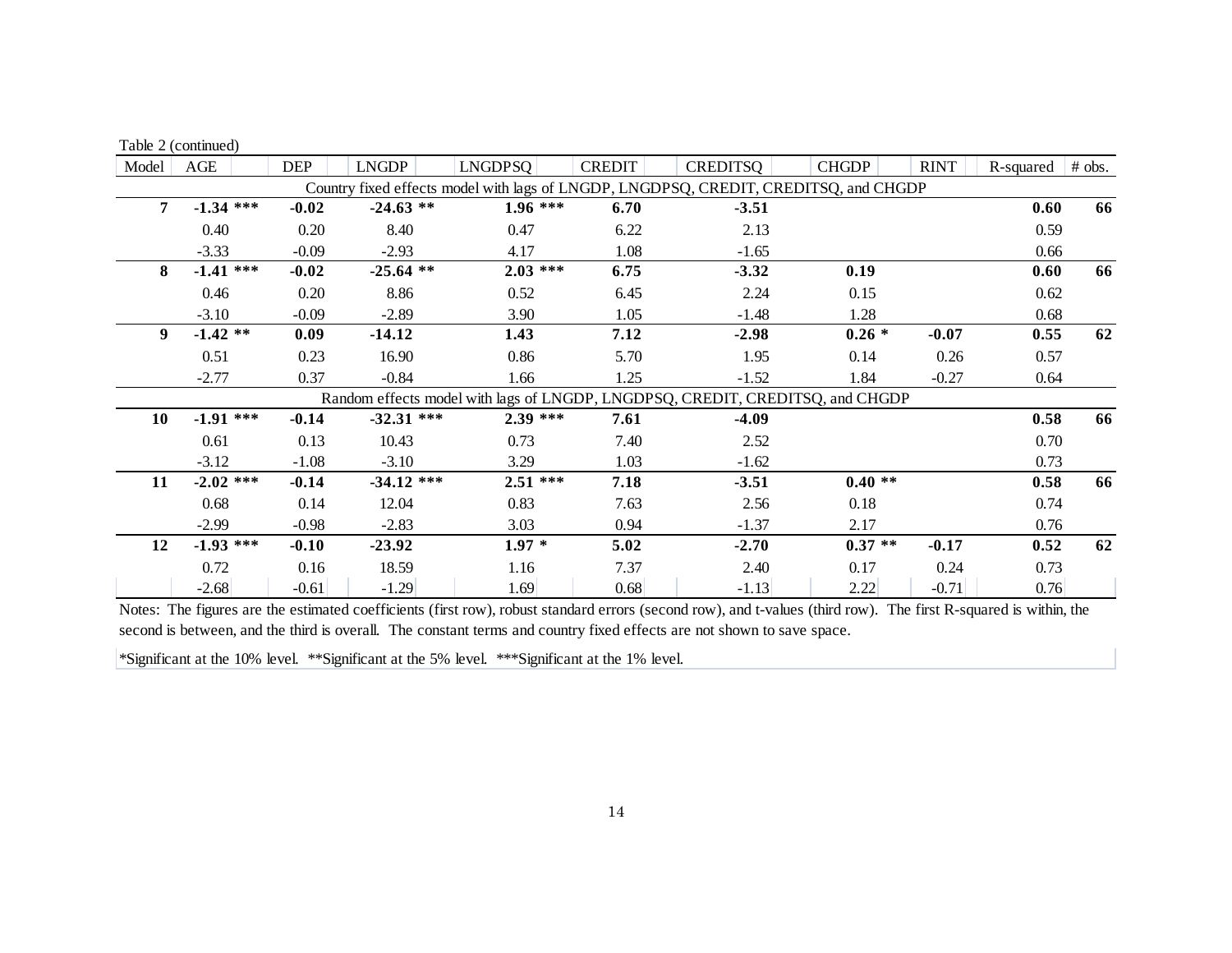Table 2 (continued)

| Model | AGE | DEP | LNGDP | LNGDPSQ | CREDIT | CREDITSQ | CHGDP | RINT | R-squared | # obs. |
|---|---|---|---|---|---|---|---|---|---|---|
| Country fixed effects model with lags of LNGDP, LNGDPSQ, CREDIT, CREDITSQ, and CHGDP | | | | | | | | | | |
| **7** | **-1.34 *****| **-0.02** | **-24.63 **** | **1.96 ***** | **6.70** | **-3.51** | | | **0.60** | **66** |
| | 0.40 | 0.20 | 8.40 | 0.47 | 6.22 | 2.13 | | | 0.59 | |
| | -3.33 | -0.09 | -2.93 | 4.17 | 1.08 | -1.65 | | | 0.66 | |
| **8** | **-1.41 *****| **-0.02** | **-25.64 **** | **2.03 ***** | **6.75** | **-3.32** | **0.19** | | **0.60** | **66** |
| | 0.46 | 0.20 | 8.86 | 0.52 | 6.45 | 2.24 | 0.15 | | 0.62 | |
| | -3.10 | -0.09 | -2.89 | 3.90 | 1.05 | -1.48 | 1.28 | | 0.68 | |
| **9** | **-1.42 **** | **0.09** | **-14.12** | **1.43** | **7.12** | **-2.98** | **0.26 *** | **-0.07** | **0.55** | **62** |
| | 0.51 | 0.23 | 16.90 | 0.86 | 5.70 | 1.95 | 0.14 | 0.26 | 0.57 | |
| | -2.77 | 0.37 | -0.84 | 1.66 | 1.25 | -1.52 | 1.84 | -0.27 | 0.64 | |
| Random effects model with lags of LNGDP, LNGDPSQ, CREDIT, CREDITSQ, and CHGDP | | | | | | | | | | |
| **10** | **-1.91 *****| **-0.14** | **-32.31 ***** | **2.39 ***** | **7.61** | **-4.09** | | | **0.58** | **66** |
| | 0.61 | 0.13 | 10.43 | 0.73 | 7.40 | 2.52 | | | 0.70 | |
| | -3.12 | -1.08 | -3.10 | 3.29 | 1.03 | -1.62 | | | 0.73 | |
| **11** | **-2.02 ***** | **-0.14** | **-34.12 ***** | **2.51 ***** | **7.18** | **-3.51** | **0.40 **** | | **0.58** | **66** |
| | 0.68 | 0.14 | 12.04 | 0.83 | 7.63 | 2.56 | 0.18 | | 0.74 | |
| | -2.99 | -0.98 | -2.83 | 3.03 | 0.94 | -1.37 | 2.17 | | 0.76 | |
| **12** | **-1.93 ***** | **-0.10** | **-23.92** | **1.97 *** | **5.02** | **-2.70** | **0.37 **** | **-0.17** | **0.52** | **62** |
| | 0.72 | 0.16 | 18.59 | 1.16 | 7.37 | 2.40 | 0.17 | 0.24 | 0.73 | |
| | -2.68 | -0.61 | -1.29 | 1.69 | 0.68 | -1.13 | 2.22 | -0.71 | 0.76 | |

Notes: The figures are the estimated coefficients (first row), robust standard errors (second row), and t-values (third row). The first R-squared is within, the second is between, and the third is overall. The constant terms and country fixed effects are not shown to save space.

*Significant at the 10% level. **Significant at the 5% level. ***Significant at the 1% level.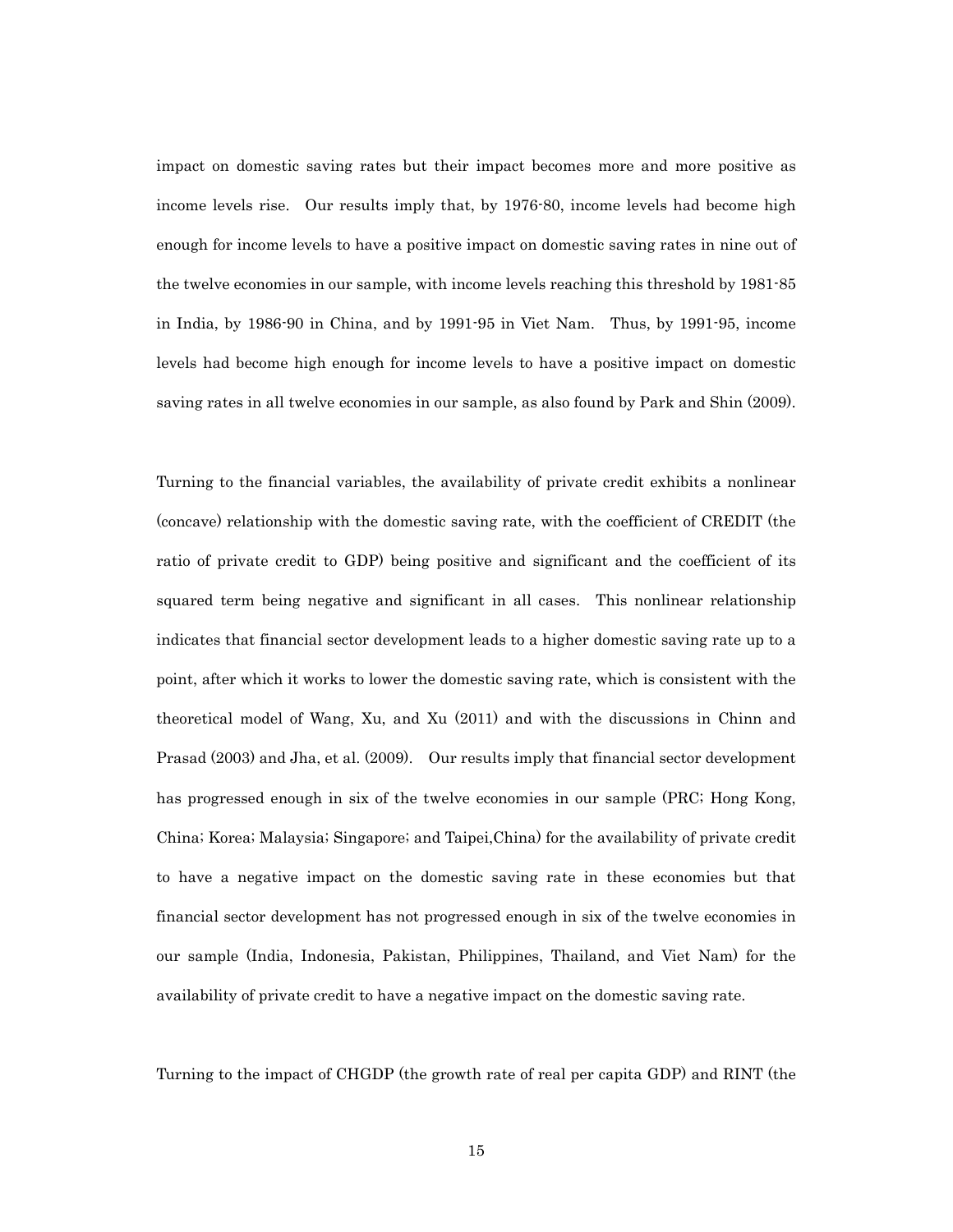impact on domestic saving rates but their impact becomes more and more positive as income levels rise. Our results imply that, by 1976-80, income levels had become high enough for income levels to have a positive impact on domestic saving rates in nine out of the twelve economies in our sample, with income levels reaching this threshold by 1981-85 in India, by 1986-90 in China, and by 1991-95 in Viet Nam. Thus, by 1991-95, income levels had become high enough for income levels to have a positive impact on domestic saving rates in all twelve economies in our sample, as also found by Park and Shin (2009).

Turning to the financial variables, the availability of private credit exhibits a nonlinear (concave) relationship with the domestic saving rate, with the coefficient of CREDIT (the ratio of private credit to GDP) being positive and significant and the coefficient of its squared term being negative and significant in all cases. This nonlinear relationship indicates that financial sector development leads to a higher domestic saving rate up to a point, after which it works to lower the domestic saving rate, which is consistent with the theoretical model of Wang, Xu, and Xu (2011) and with the discussions in Chinn and Prasad (2003) and Jha, et al. (2009). Our results imply that financial sector development has progressed enough in six of the twelve economies in our sample (PRC; Hong Kong, China; Korea; Malaysia; Singapore; and Taipei,China) for the availability of private credit to have a negative impact on the domestic saving rate in these economies but that financial sector development has not progressed enough in six of the twelve economies in our sample (India, Indonesia, Pakistan, Philippines, Thailand, and Viet Nam) for the availability of private credit to have a negative impact on the domestic saving rate.

Turning to the impact of CHGDP (the growth rate of real per capita GDP) and RINT (the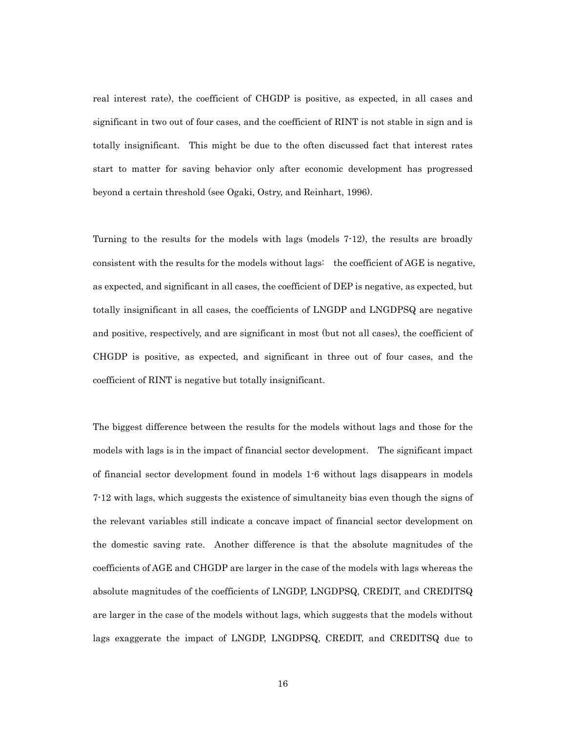real interest rate), the coefficient of CHGDP is positive, as expected, in all cases and significant in two out of four cases, and the coefficient of RINT is not stable in sign and is totally insignificant. This might be due to the often discussed fact that interest rates start to matter for saving behavior only after economic development has progressed beyond a certain threshold (see Ogaki, Ostry, and Reinhart, 1996).

Turning to the results for the models with lags (models 7-12), the results are broadly consistent with the results for the models without lags: the coefficient of AGE is negative, as expected, and significant in all cases, the coefficient of DEP is negative, as expected, but totally insignificant in all cases, the coefficients of LNGDP and LNGDPSQ are negative and positive, respectively, and are significant in most (but not all cases), the coefficient of CHGDP is positive, as expected, and significant in three out of four cases, and the coefficient of RINT is negative but totally insignificant.

The biggest difference between the results for the models without lags and those for the models with lags is in the impact of financial sector development. The significant impact of financial sector development found in models 1-6 without lags disappears in models 7-12 with lags, which suggests the existence of simultaneity bias even though the signs of the relevant variables still indicate a concave impact of financial sector development on the domestic saving rate. Another difference is that the absolute magnitudes of the coefficients of AGE and CHGDP are larger in the case of the models with lags whereas the absolute magnitudes of the coefficients of LNGDP, LNGDPSQ, CREDIT, and CREDITSQ are larger in the case of the models without lags, which suggests that the models without lags exaggerate the impact of LNGDP, LNGDPSQ, CREDIT, and CREDITSQ due to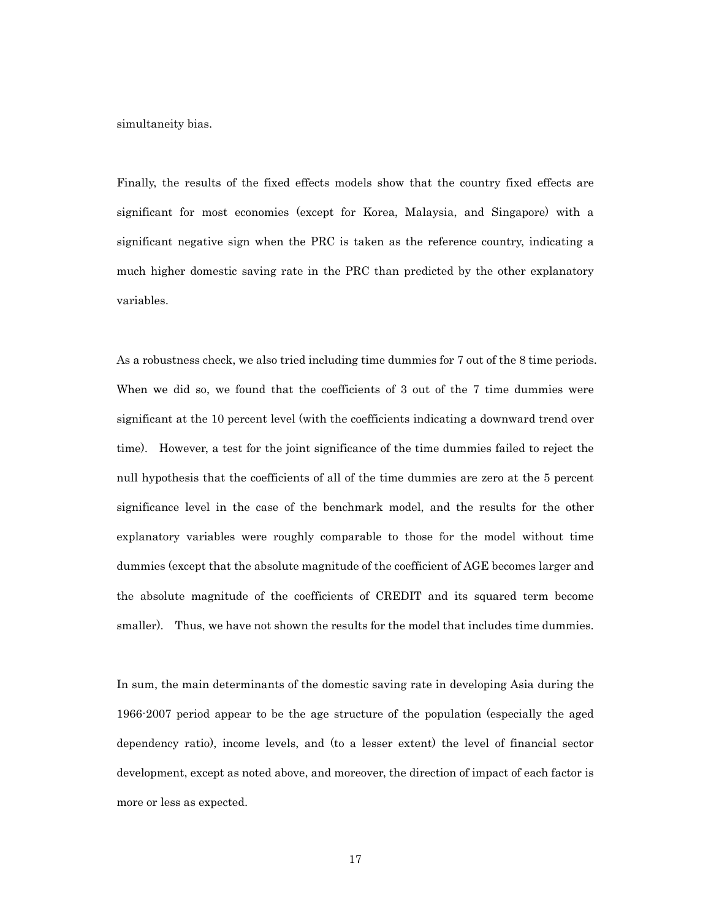simultaneity bias.

Finally, the results of the fixed effects models show that the country fixed effects are significant for most economies (except for Korea, Malaysia, and Singapore) with a significant negative sign when the PRC is taken as the reference country, indicating a much higher domestic saving rate in the PRC than predicted by the other explanatory variables.

As a robustness check, we also tried including time dummies for 7 out of the 8 time periods. When we did so, we found that the coefficients of 3 out of the 7 time dummies were significant at the 10 percent level (with the coefficients indicating a downward trend over time). However, a test for the joint significance of the time dummies failed to reject the null hypothesis that the coefficients of all of the time dummies are zero at the 5 percent significance level in the case of the benchmark model, and the results for the other explanatory variables were roughly comparable to those for the model without time dummies (except that the absolute magnitude of the coefficient of AGE becomes larger and the absolute magnitude of the coefficients of CREDIT and its squared term become smaller). Thus, we have not shown the results for the model that includes time dummies.

In sum, the main determinants of the domestic saving rate in developing Asia during the 1966-2007 period appear to be the age structure of the population (especially the aged dependency ratio), income levels, and (to a lesser extent) the level of financial sector development, except as noted above, and moreover, the direction of impact of each factor is more or less as expected.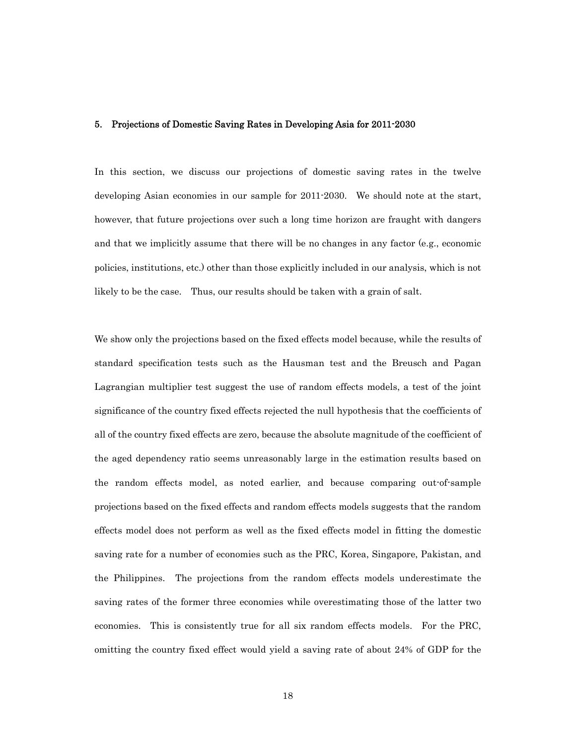## 5. Projections of Domestic Saving Rates in Developing Asia for 2011-2030

In this section, we discuss our projections of domestic saving rates in the twelve developing Asian economies in our sample for 2011-2030. We should note at the start, however, that future projections over such a long time horizon are fraught with dangers and that we implicitly assume that there will be no changes in any factor (e.g., economic policies, institutions, etc.) other than those explicitly included in our analysis, which is not likely to be the case. Thus, our results should be taken with a grain of salt.

We show only the projections based on the fixed effects model because, while the results of standard specification tests such as the Hausman test and the Breusch and Pagan Lagrangian multiplier test suggest the use of random effects models, a test of the joint significance of the country fixed effects rejected the null hypothesis that the coefficients of all of the country fixed effects are zero, because the absolute magnitude of the coefficient of the aged dependency ratio seems unreasonably large in the estimation results based on the random effects model, as noted earlier, and because comparing out-of-sample projections based on the fixed effects and random effects models suggests that the random effects model does not perform as well as the fixed effects model in fitting the domestic saving rate for a number of economies such as the PRC, Korea, Singapore, Pakistan, and the Philippines. The projections from the random effects models underestimate the saving rates of the former three economies while overestimating those of the latter two economies. This is consistently true for all six random effects models. For the PRC, omitting the country fixed effect would yield a saving rate of about 24% of GDP for the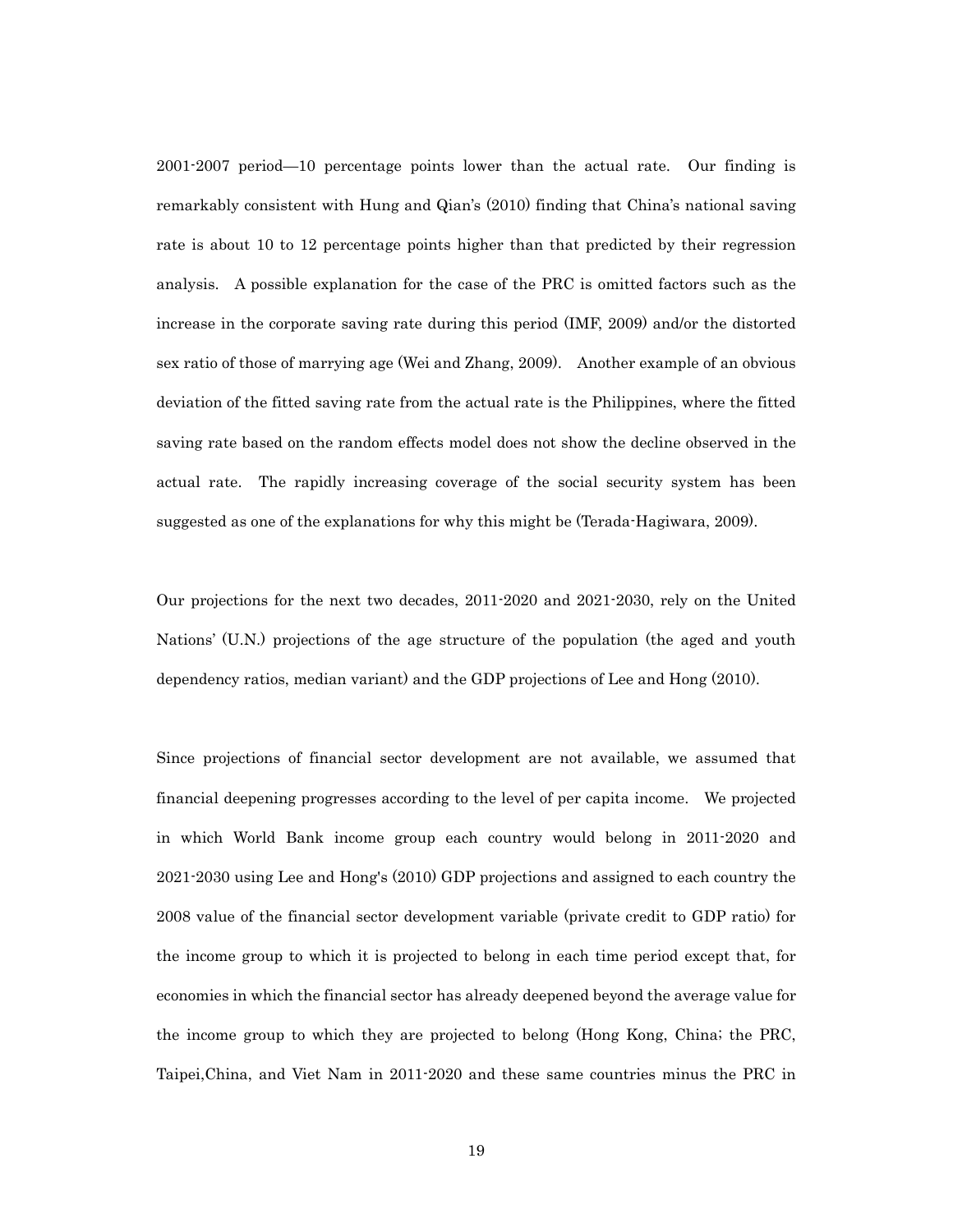2001-2007 period—10 percentage points lower than the actual rate. Our finding is remarkably consistent with Hung and Qian's (2010) finding that China's national saving rate is about 10 to 12 percentage points higher than that predicted by their regression analysis. A possible explanation for the case of the PRC is omitted factors such as the increase in the corporate saving rate during this period (IMF, 2009) and/or the distorted sex ratio of those of marrying age (Wei and Zhang, 2009). Another example of an obvious deviation of the fitted saving rate from the actual rate is the Philippines, where the fitted saving rate based on the random effects model does not show the decline observed in the actual rate. The rapidly increasing coverage of the social security system has been suggested as one of the explanations for why this might be (Terada-Hagiwara, 2009).

Our projections for the next two decades, 2011-2020 and 2021-2030, rely on the United Nations' (U.N.) projections of the age structure of the population (the aged and youth dependency ratios, median variant) and the GDP projections of Lee and Hong (2010).

Since projections of financial sector development are not available, we assumed that financial deepening progresses according to the level of per capita income. We projected in which World Bank income group each country would belong in 2011-2020 and 2021-2030 using Lee and Hong's (2010) GDP projections and assigned to each country the 2008 value of the financial sector development variable (private credit to GDP ratio) for the income group to which it is projected to belong in each time period except that, for economies in which the financial sector has already deepened beyond the average value for the income group to which they are projected to belong (Hong Kong, China; the PRC, Taipei,China, and Viet Nam in 2011-2020 and these same countries minus the PRC in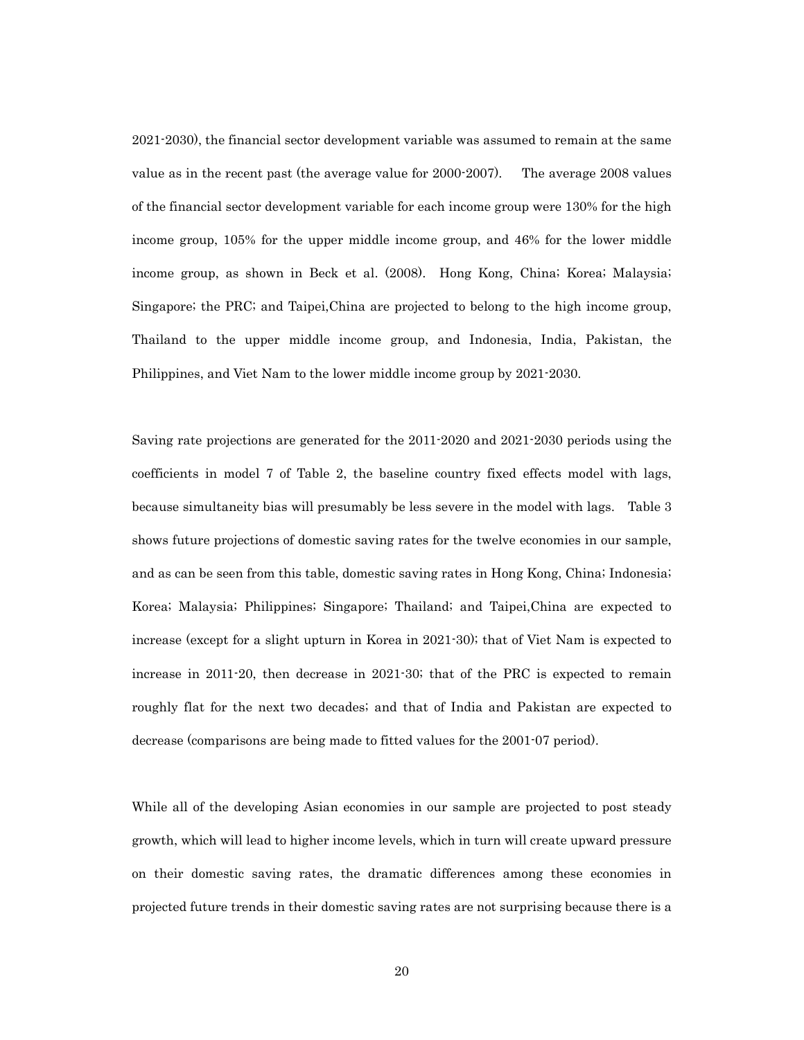2021-2030), the financial sector development variable was assumed to remain at the same value as in the recent past (the average value for 2000-2007). The average 2008 values of the financial sector development variable for each income group were 130% for the high income group, 105% for the upper middle income group, and 46% for the lower middle income group, as shown in Beck et al. (2008). Hong Kong, China; Korea; Malaysia; Singapore; the PRC; and Taipei,China are projected to belong to the high income group, Thailand to the upper middle income group, and Indonesia, India, Pakistan, the Philippines, and Viet Nam to the lower middle income group by 2021-2030.

Saving rate projections are generated for the 2011-2020 and 2021-2030 periods using the coefficients in model 7 of Table 2, the baseline country fixed effects model with lags, because simultaneity bias will presumably be less severe in the model with lags. Table 3 shows future projections of domestic saving rates for the twelve economies in our sample, and as can be seen from this table, domestic saving rates in Hong Kong, China; Indonesia; Korea; Malaysia; Philippines; Singapore; Thailand; and Taipei,China are expected to increase (except for a slight upturn in Korea in 2021-30); that of Viet Nam is expected to increase in 2011-20, then decrease in 2021-30; that of the PRC is expected to remain roughly flat for the next two decades; and that of India and Pakistan are expected to decrease (comparisons are being made to fitted values for the 2001-07 period).

While all of the developing Asian economies in our sample are projected to post steady growth, which will lead to higher income levels, which in turn will create upward pressure on their domestic saving rates, the dramatic differences among these economies in projected future trends in their domestic saving rates are not surprising because there is a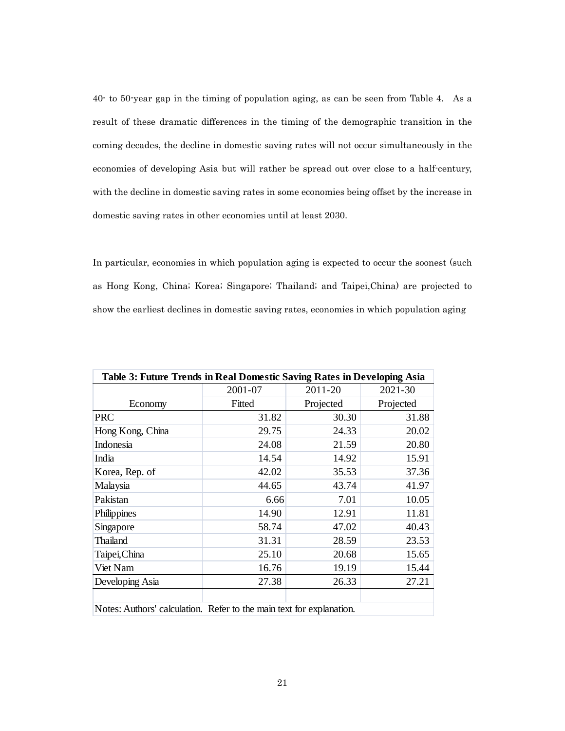40- to 50-year gap in the timing of population aging, as can be seen from Table 4. As a result of these dramatic differences in the timing of the demographic transition in the coming decades, the decline in domestic saving rates will not occur simultaneously in the economies of developing Asia but will rather be spread out over close to a half-century, with the decline in domestic saving rates in some economies being offset by the increase in domestic saving rates in other economies until at least 2030.

In particular, economies in which population aging is expected to occur the soonest (such as Hong Kong, China; Korea; Singapore; Thailand; and Taipei,China) are projected to show the earliest declines in domestic saving rates, economies in which population aging

**Table 3: Future Trends in Real Domestic Saving Rates in Developing Asia**

| | 2001-07 | 2011-20 | 2021-30 |
|---|---|---|---|
| Economy | Fitted | Projected | Projected |
| PRC | 31.82 | 30.30 | 31.88 |
| Hong Kong, China | 29.75 | 24.33 | 20.02 |
| Indonesia | 24.08 | 21.59 | 20.80 |
| India | 14.54 | 14.92 | 15.91 |
| Korea, Rep. of | 42.02 | 35.53 | 37.36 |
| Malaysia | 44.65 | 43.74 | 41.97 |
| Pakistan | 6.66 | 7.01 | 10.05 |
| Philippines | 14.90 | 12.91 | 11.81 |
| Singapore | 58.74 | 47.02 | 40.43 |
| Thailand | 31.31 | 28.59 | 23.53 |
| Taipei,China | 25.10 | 20.68 | 15.65 |
| Viet Nam | 16.76 | 19.19 | 15.44 |
| Developing Asia | 27.38 | 26.33 | 27.21 |

Notes: Authors' calculation. Refer to the main text for explanation.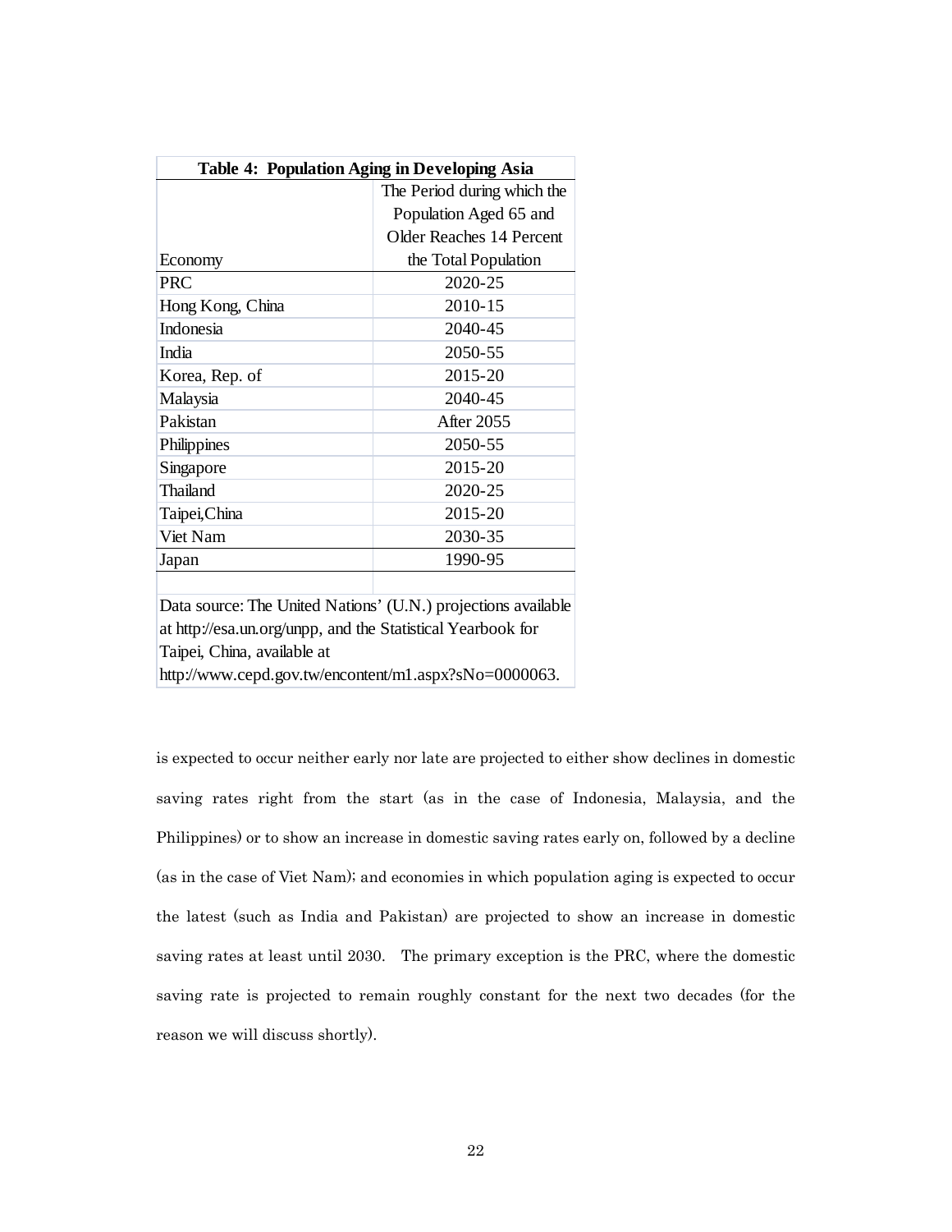**Table 4: Population Aging in Developing Asia**

| Economy | The Period during which the Population Aged 65 and Older Reaches 14 Percent the Total Population |
|---|---|
| PRC | 2020-25 |
| Hong Kong, China | 2010-15 |
| Indonesia | 2040-45 |
| India | 2050-55 |
| Korea, Rep. of | 2015-20 |
| Malaysia | 2040-45 |
| Pakistan | After 2055 |
| Philippines | 2050-55 |
| Singapore | 2015-20 |
| Thailand | 2020-25 |
| Taipei,China | 2015-20 |
| Viet Nam | 2030-35 |
| Japan | 1990-95 |

Data source: The United Nations' (U.N.) projections available at http://esa.un.org/unpp, and the Statistical Yearbook for Taipei, China, available at http://www.cepd.gov.tw/encontent/m1.aspx?sNo=0000063.

is expected to occur neither early nor late are projected to either show declines in domestic saving rates right from the start (as in the case of Indonesia, Malaysia, and the Philippines) or to show an increase in domestic saving rates early on, followed by a decline (as in the case of Viet Nam); and economies in which population aging is expected to occur the latest (such as India and Pakistan) are projected to show an increase in domestic saving rates at least until 2030. The primary exception is the PRC, where the domestic saving rate is projected to remain roughly constant for the next two decades (for the reason we will discuss shortly).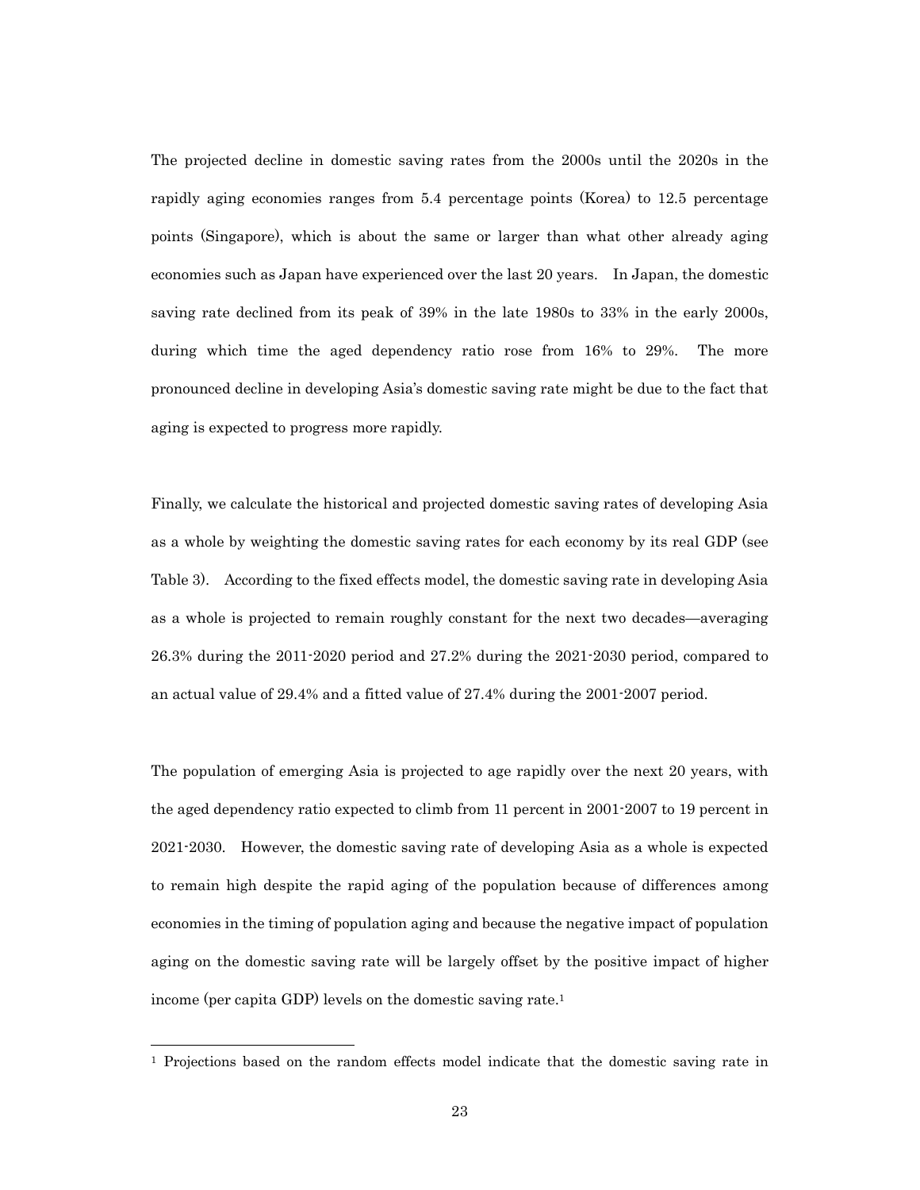The projected decline in domestic saving rates from the 2000s until the 2020s in the rapidly aging economies ranges from 5.4 percentage points (Korea) to 12.5 percentage points (Singapore), which is about the same or larger than what other already aging economies such as Japan have experienced over the last 20 years. In Japan, the domestic saving rate declined from its peak of 39% in the late 1980s to 33% in the early 2000s, during which time the aged dependency ratio rose from 16% to 29%. The more pronounced decline in developing Asia's domestic saving rate might be due to the fact that aging is expected to progress more rapidly.

Finally, we calculate the historical and projected domestic saving rates of developing Asia as a whole by weighting the domestic saving rates for each economy by its real GDP (see Table 3). According to the fixed effects model, the domestic saving rate in developing Asia as a whole is projected to remain roughly constant for the next two decades—averaging 26.3% during the 2011-2020 period and 27.2% during the 2021-2030 period, compared to an actual value of 29.4% and a fitted value of 27.4% during the 2001-2007 period.

The population of emerging Asia is projected to age rapidly over the next 20 years, with the aged dependency ratio expected to climb from 11 percent in 2001-2007 to 19 percent in 2021-2030. However, the domestic saving rate of developing Asia as a whole is expected to remain high despite the rapid aging of the population because of differences among economies in the timing of population aging and because the negative impact of population aging on the domestic saving rate will be largely offset by the positive impact of higher income (per capita GDP) levels on the domestic saving rate.[1]

[1] Projections based on the random effects model indicate that the domestic saving rate in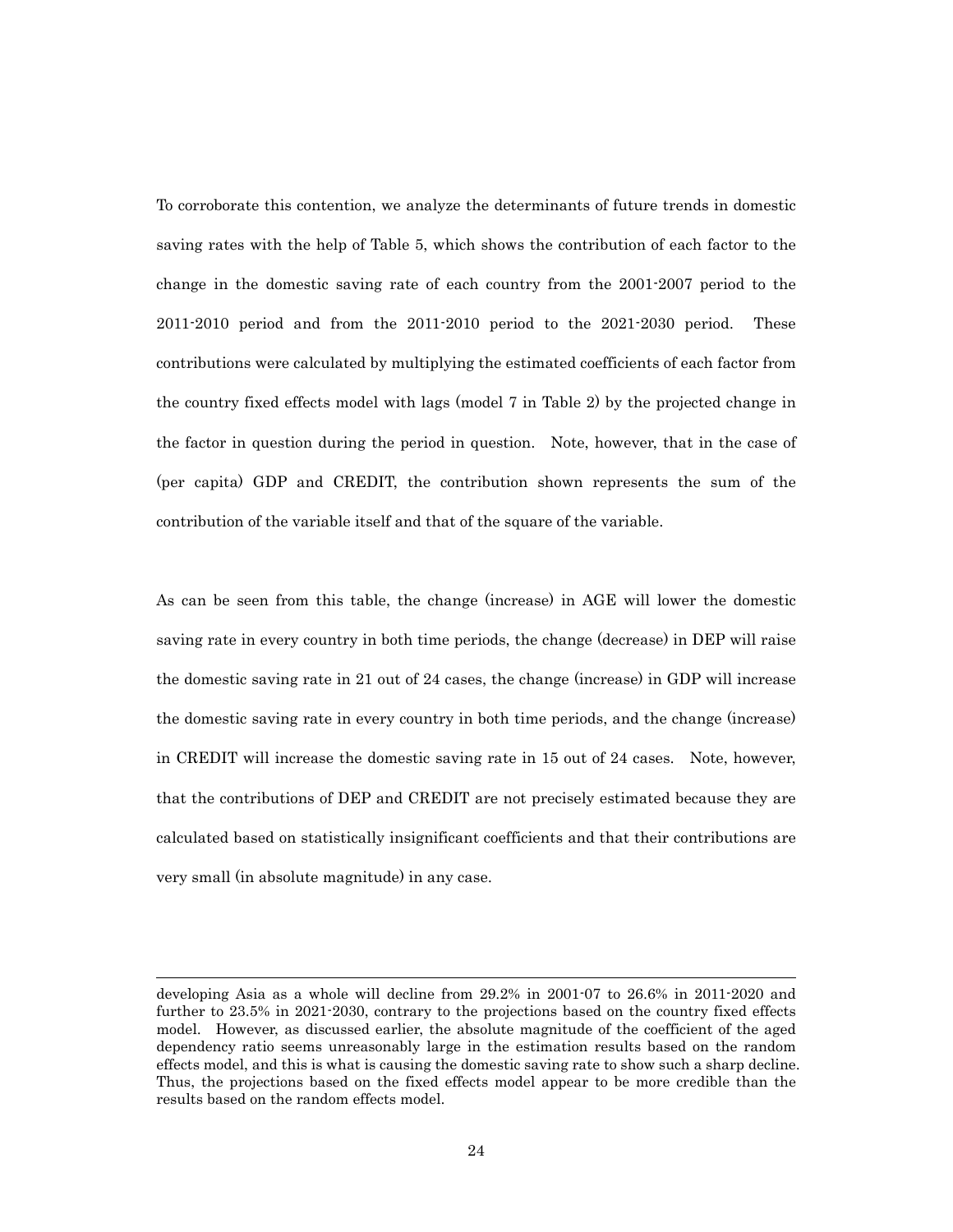To corroborate this contention, we analyze the determinants of future trends in domestic saving rates with the help of Table 5, which shows the contribution of each factor to the change in the domestic saving rate of each country from the 2001-2007 period to the 2011-2010 period and from the 2011-2010 period to the 2021-2030 period. These contributions were calculated by multiplying the estimated coefficients of each factor from the country fixed effects model with lags (model 7 in Table 2) by the projected change in the factor in question during the period in question. Note, however, that in the case of (per capita) GDP and CREDIT, the contribution shown represents the sum of the contribution of the variable itself and that of the square of the variable.

As can be seen from this table, the change (increase) in AGE will lower the domestic saving rate in every country in both time periods, the change (decrease) in DEP will raise the domestic saving rate in 21 out of 24 cases, the change (increase) in GDP will increase the domestic saving rate in every country in both time periods, and the change (increase) in CREDIT will increase the domestic saving rate in 15 out of 24 cases. Note, however, that the contributions of DEP and CREDIT are not precisely estimated because they are calculated based on statistically insignificant coefficients and that their contributions are very small (in absolute magnitude) in any case.

---

developing Asia as a whole will decline from 29.2% in 2001-07 to 26.6% in 2011-2020 and further to 23.5% in 2021-2030, contrary to the projections based on the country fixed effects model. However, as discussed earlier, the absolute magnitude of the coefficient of the aged dependency ratio seems unreasonably large in the estimation results based on the random effects model, and this is what is causing the domestic saving rate to show such a sharp decline. Thus, the projections based on the fixed effects model appear to be more credible than the results based on the random effects model.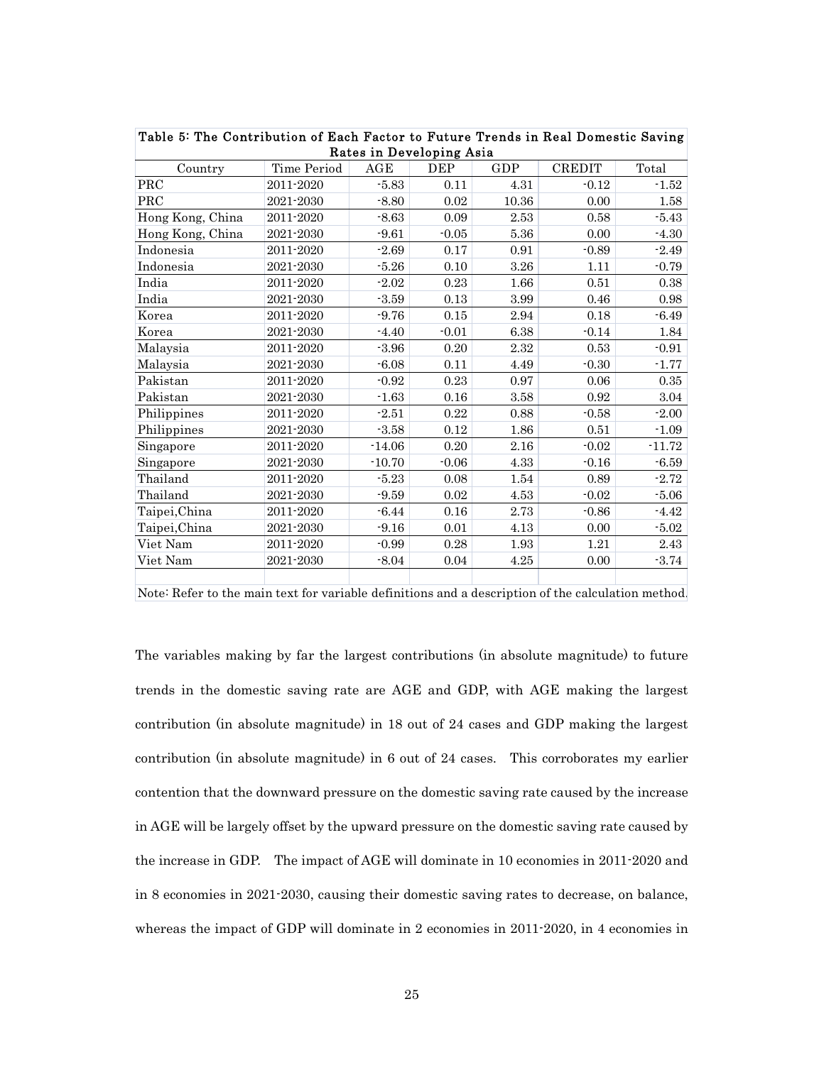Table 5: The Contribution of Each Factor to Future Trends in Real Domestic Saving Rates in Developing Asia

| Country | Time Period | AGE | DEP | GDP | CREDIT | Total |
|---|---|---|---|---|---|---|
| PRC | 2011-2020 | -5.83 | 0.11 | 4.31 | -0.12 | -1.52 |
| PRC | 2021-2030 | -8.80 | 0.02 | 10.36 | 0.00 | 1.58 |
| Hong Kong, China | 2011-2020 | -8.63 | 0.09 | 2.53 | 0.58 | -5.43 |
| Hong Kong, China | 2021-2030 | -9.61 | -0.05 | 5.36 | 0.00 | -4.30 |
| Indonesia | 2011-2020 | -2.69 | 0.17 | 0.91 | -0.89 | -2.49 |
| Indonesia | 2021-2030 | -5.26 | 0.10 | 3.26 | 1.11 | -0.79 |
| India | 2011-2020 | -2.02 | 0.23 | 1.66 | 0.51 | 0.38 |
| India | 2021-2030 | -3.59 | 0.13 | 3.99 | 0.46 | 0.98 |
| Korea | 2011-2020 | -9.76 | 0.15 | 2.94 | 0.18 | -6.49 |
| Korea | 2021-2030 | -4.40 | -0.01 | 6.38 | -0.14 | 1.84 |
| Malaysia | 2011-2020 | -3.96 | 0.20 | 2.32 | 0.53 | -0.91 |
| Malaysia | 2021-2030 | -6.08 | 0.11 | 4.49 | -0.30 | -1.77 |
| Pakistan | 2011-2020 | -0.92 | 0.23 | 0.97 | 0.06 | 0.35 |
| Pakistan | 2021-2030 | -1.63 | 0.16 | 3.58 | 0.92 | 3.04 |
| Philippines | 2011-2020 | -2.51 | 0.22 | 0.88 | -0.58 | -2.00 |
| Philippines | 2021-2030 | -3.58 | 0.12 | 1.86 | 0.51 | -1.09 |
| Singapore | 2011-2020 | -14.06 | 0.20 | 2.16 | -0.02 | -11.72 |
| Singapore | 2021-2030 | -10.70 | -0.06 | 4.33 | -0.16 | -6.59 |
| Thailand | 2011-2020 | -5.23 | 0.08 | 1.54 | 0.89 | -2.72 |
| Thailand | 2021-2030 | -9.59 | 0.02 | 4.53 | -0.02 | -5.06 |
| Taipei,China | 2011-2020 | -6.44 | 0.16 | 2.73 | -0.86 | -4.42 |
| Taipei,China | 2021-2030 | -9.16 | 0.01 | 4.13 | 0.00 | -5.02 |
| Viet Nam | 2011-2020 | -0.99 | 0.28 | 1.93 | 1.21 | 2.43 |
| Viet Nam | 2021-2030 | -8.04 | 0.04 | 4.25 | 0.00 | -3.74 |

Note: Refer to the main text for variable definitions and a description of the calculation method.

The variables making by far the largest contributions (in absolute magnitude) to future trends in the domestic saving rate are AGE and GDP, with AGE making the largest contribution (in absolute magnitude) in 18 out of 24 cases and GDP making the largest contribution (in absolute magnitude) in 6 out of 24 cases. This corroborates my earlier contention that the downward pressure on the domestic saving rate caused by the increase in AGE will be largely offset by the upward pressure on the domestic saving rate caused by the increase in GDP. The impact of AGE will dominate in 10 economies in 2011-2020 and in 8 economies in 2021-2030, causing their domestic saving rates to decrease, on balance, whereas the impact of GDP will dominate in 2 economies in 2011-2020, in 4 economies in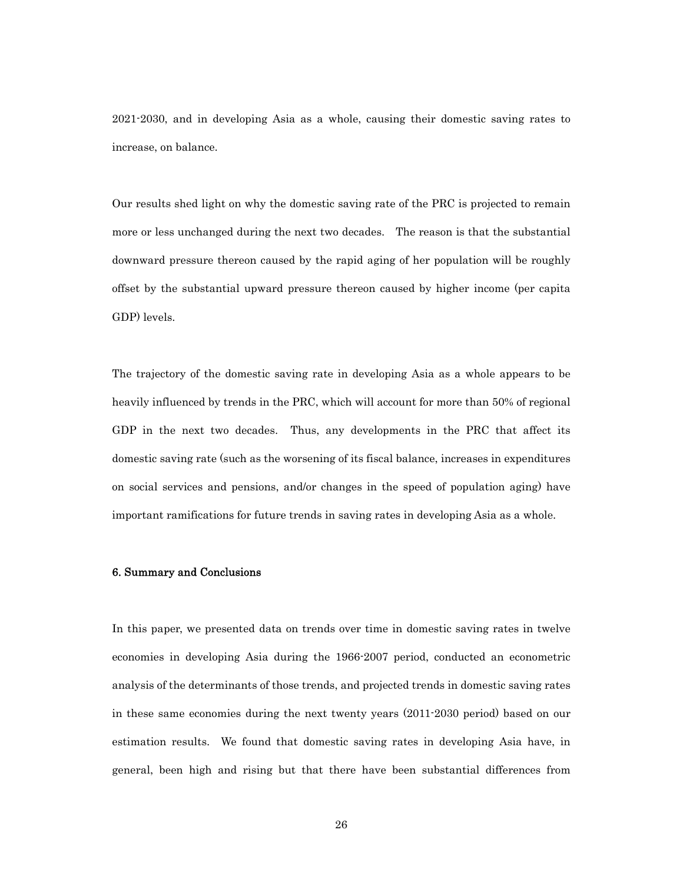2021-2030, and in developing Asia as a whole, causing their domestic saving rates to increase, on balance.

Our results shed light on why the domestic saving rate of the PRC is projected to remain more or less unchanged during the next two decades. The reason is that the substantial downward pressure thereon caused by the rapid aging of her population will be roughly offset by the substantial upward pressure thereon caused by higher income (per capita GDP) levels.

The trajectory of the domestic saving rate in developing Asia as a whole appears to be heavily influenced by trends in the PRC, which will account for more than 50% of regional GDP in the next two decades. Thus, any developments in the PRC that affect its domestic saving rate (such as the worsening of its fiscal balance, increases in expenditures on social services and pensions, and/or changes in the speed of population aging) have important ramifications for future trends in saving rates in developing Asia as a whole.

## 6. Summary and Conclusions

In this paper, we presented data on trends over time in domestic saving rates in twelve economies in developing Asia during the 1966-2007 period, conducted an econometric analysis of the determinants of those trends, and projected trends in domestic saving rates in these same economies during the next twenty years (2011-2030 period) based on our estimation results. We found that domestic saving rates in developing Asia have, in general, been high and rising but that there have been substantial differences from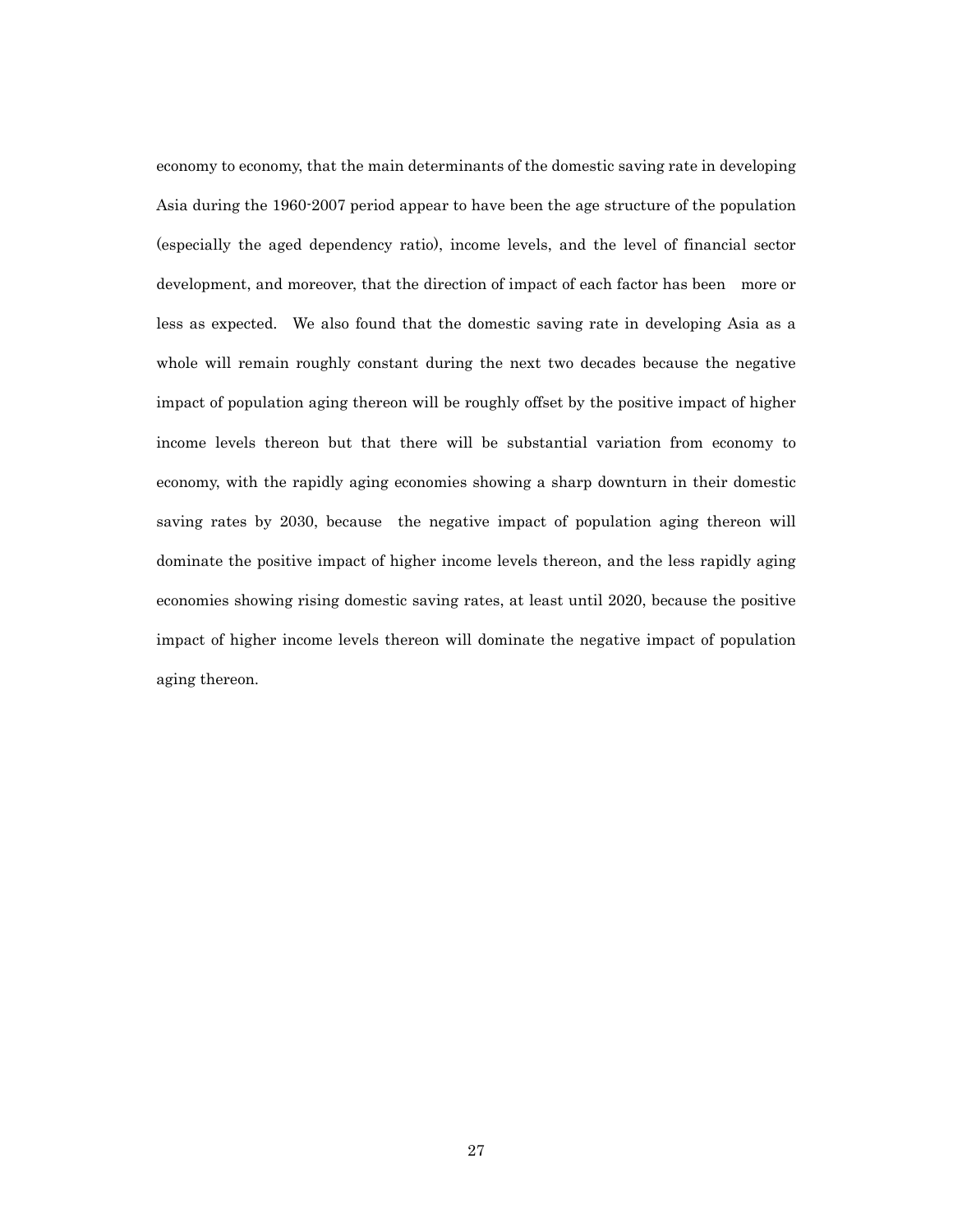economy to economy, that the main determinants of the domestic saving rate in developing Asia during the 1960-2007 period appear to have been the age structure of the population (especially the aged dependency ratio), income levels, and the level of financial sector development, and moreover, that the direction of impact of each factor has been more or less as expected. We also found that the domestic saving rate in developing Asia as a whole will remain roughly constant during the next two decades because the negative impact of population aging thereon will be roughly offset by the positive impact of higher income levels thereon but that there will be substantial variation from economy to economy, with the rapidly aging economies showing a sharp downturn in their domestic saving rates by 2030, because the negative impact of population aging thereon will dominate the positive impact of higher income levels thereon, and the less rapidly aging economies showing rising domestic saving rates, at least until 2020, because the positive impact of higher income levels thereon will dominate the negative impact of population aging thereon.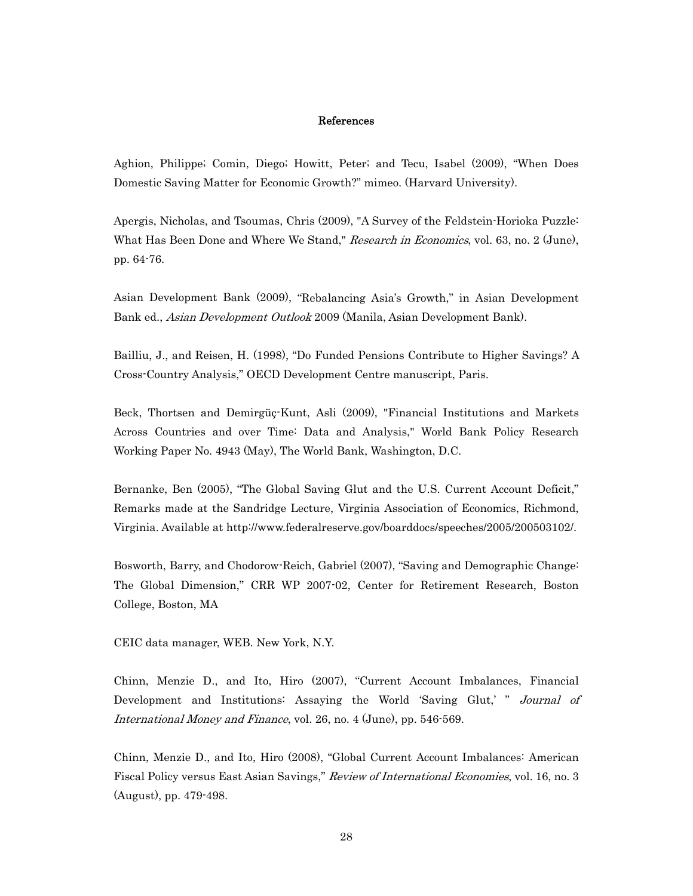# References

Aghion, Philippe; Comin, Diego; Howitt, Peter; and Tecu, Isabel (2009), "When Does Domestic Saving Matter for Economic Growth?" mimeo. (Harvard University).

Apergis, Nicholas, and Tsoumas, Chris (2009), "A Survey of the Feldstein-Horioka Puzzle: What Has Been Done and Where We Stand," *Research in Economics*, vol. 63, no. 2 (June), pp. 64-76.

Asian Development Bank (2009), "Rebalancing Asia's Growth," in Asian Development Bank ed., *Asian Development Outlook* 2009 (Manila, Asian Development Bank).

Bailliu, J., and Reisen, H. (1998), "Do Funded Pensions Contribute to Higher Savings? A Cross-Country Analysis," OECD Development Centre manuscript, Paris.

Beck, Thortsen and Demirgüç-Kunt, Asli (2009), "Financial Institutions and Markets Across Countries and over Time: Data and Analysis," World Bank Policy Research Working Paper No. 4943 (May), The World Bank, Washington, D.C.

Bernanke, Ben (2005), "The Global Saving Glut and the U.S. Current Account Deficit," Remarks made at the Sandridge Lecture, Virginia Association of Economics, Richmond, Virginia. Available at http://www.federalreserve.gov/boarddocs/speeches/2005/200503102/.

Bosworth, Barry, and Chodorow-Reich, Gabriel (2007), "Saving and Demographic Change: The Global Dimension," CRR WP 2007-02, Center for Retirement Research, Boston College, Boston, MA

CEIC data manager, WEB. New York, N.Y.

Chinn, Menzie D., and Ito, Hiro (2007), "Current Account Imbalances, Financial Development and Institutions: Assaying the World 'Saving Glut,' " *Journal of International Money and Finance*, vol. 26, no. 4 (June), pp. 546-569.

Chinn, Menzie D., and Ito, Hiro (2008), "Global Current Account Imbalances: American Fiscal Policy versus East Asian Savings," *Review of International Economies*, vol. 16, no. 3 (August), pp. 479-498.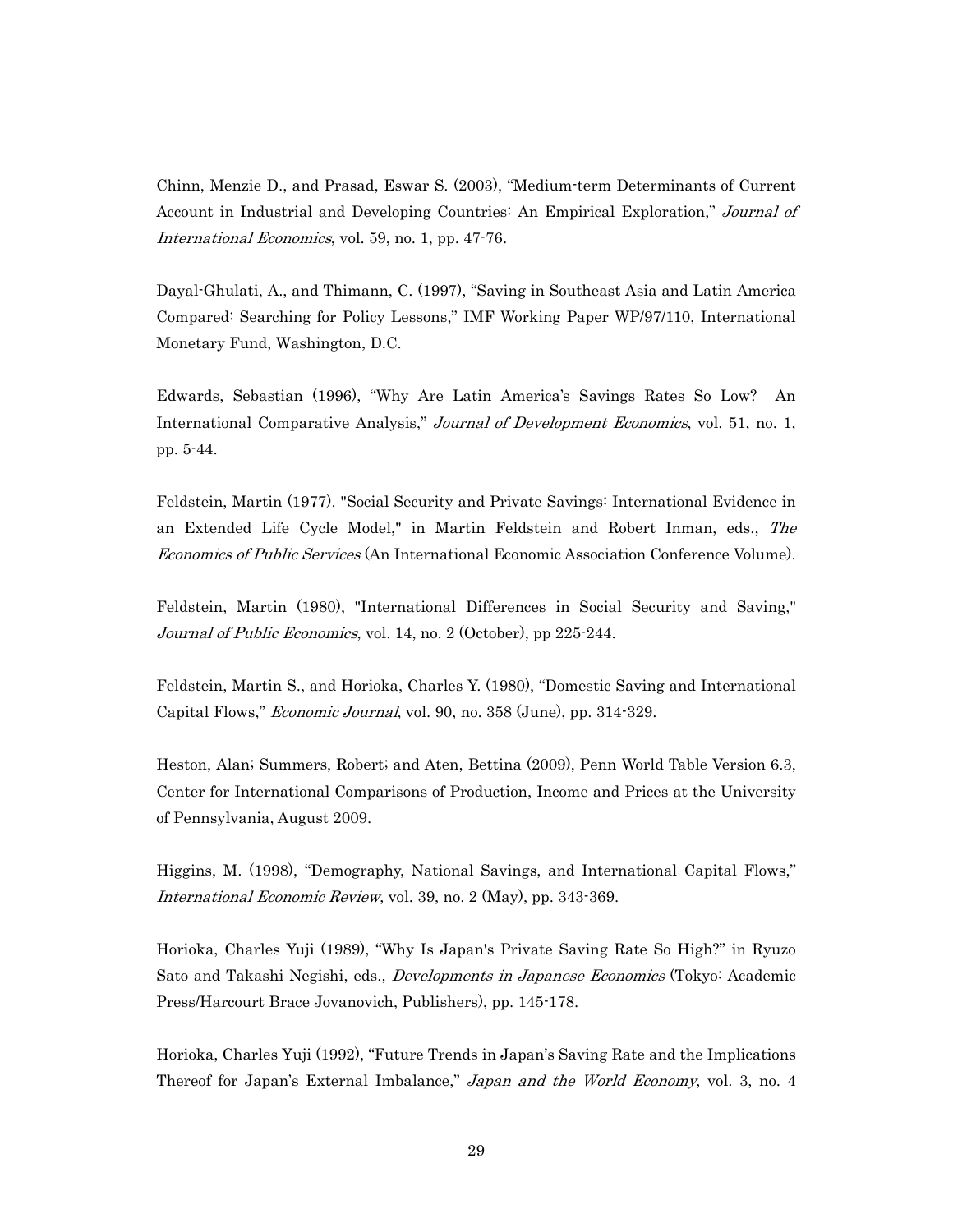Chinn, Menzie D., and Prasad, Eswar S. (2003), "Medium-term Determinants of Current Account in Industrial and Developing Countries: An Empirical Exploration," *Journal of International Economics*, vol. 59, no. 1, pp. 47-76.

Dayal-Ghulati, A., and Thimann, C. (1997), "Saving in Southeast Asia and Latin America Compared: Searching for Policy Lessons," IMF Working Paper WP/97/110, International Monetary Fund, Washington, D.C.

Edwards, Sebastian (1996), "Why Are Latin America's Savings Rates So Low? An International Comparative Analysis," *Journal of Development Economics*, vol. 51, no. 1, pp. 5-44.

Feldstein, Martin (1977). "Social Security and Private Savings: International Evidence in an Extended Life Cycle Model," in Martin Feldstein and Robert Inman, eds., *The Economics of Public Services* (An International Economic Association Conference Volume).

Feldstein, Martin (1980), "International Differences in Social Security and Saving," *Journal of Public Economics*, vol. 14, no. 2 (October), pp 225-244.

Feldstein, Martin S., and Horioka, Charles Y. (1980), "Domestic Saving and International Capital Flows," *Economic Journal*, vol. 90, no. 358 (June), pp. 314-329.

Heston, Alan; Summers, Robert; and Aten, Bettina (2009), Penn World Table Version 6.3, Center for International Comparisons of Production, Income and Prices at the University of Pennsylvania, August 2009.

Higgins, M. (1998), "Demography, National Savings, and International Capital Flows," *International Economic Review*, vol. 39, no. 2 (May), pp. 343-369.

Horioka, Charles Yuji (1989), "Why Is Japan's Private Saving Rate So High?" in Ryuzo Sato and Takashi Negishi, eds., *Developments in Japanese Economics* (Tokyo: Academic Press/Harcourt Brace Jovanovich, Publishers), pp. 145-178.

Horioka, Charles Yuji (1992), "Future Trends in Japan's Saving Rate and the Implications Thereof for Japan's External Imbalance," *Japan and the World Economy*, vol. 3, no. 4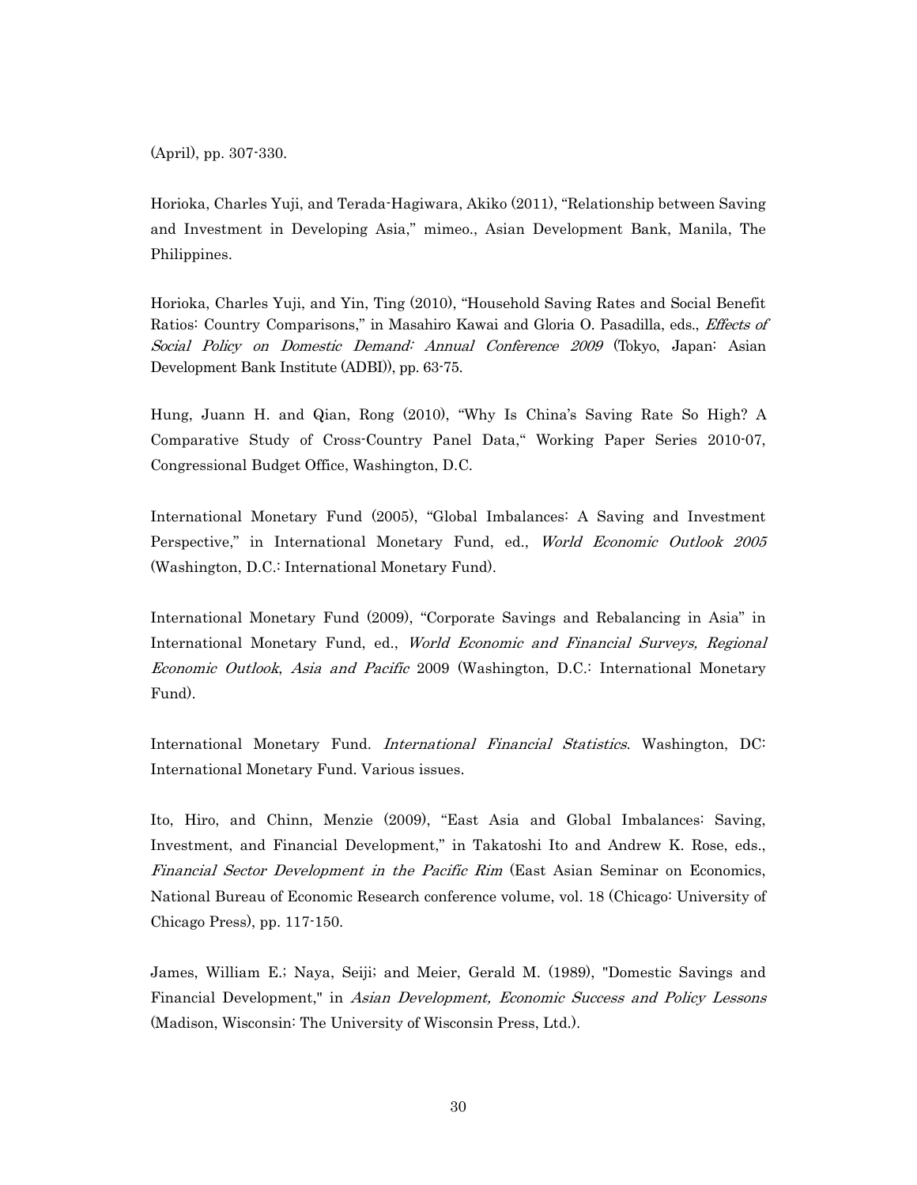(April), pp. 307-330.

Horioka, Charles Yuji, and Terada-Hagiwara, Akiko (2011), "Relationship between Saving and Investment in Developing Asia," mimeo., Asian Development Bank, Manila, The Philippines.

Horioka, Charles Yuji, and Yin, Ting (2010), "Household Saving Rates and Social Benefit Ratios: Country Comparisons," in Masahiro Kawai and Gloria O. Pasadilla, eds., *Effects of Social Policy on Domestic Demand: Annual Conference 2009* (Tokyo, Japan: Asian Development Bank Institute (ADBI)), pp. 63-75.

Hung, Juann H. and Qian, Rong (2010), "Why Is China's Saving Rate So High? A Comparative Study of Cross-Country Panel Data," Working Paper Series 2010-07, Congressional Budget Office, Washington, D.C.

International Monetary Fund (2005), "Global Imbalances: A Saving and Investment Perspective," in International Monetary Fund, ed., *World Economic Outlook 2005* (Washington, D.C.: International Monetary Fund).

International Monetary Fund (2009), "Corporate Savings and Rebalancing in Asia" in International Monetary Fund, ed., *World Economic and Financial Surveys, Regional Economic Outlook*, *Asia and Pacific* 2009 (Washington, D.C.: International Monetary Fund).

International Monetary Fund. *International Financial Statistics*. Washington, DC: International Monetary Fund. Various issues.

Ito, Hiro, and Chinn, Menzie (2009), "East Asia and Global Imbalances: Saving, Investment, and Financial Development," in Takatoshi Ito and Andrew K. Rose, eds., *Financial Sector Development in the Pacific Rim* (East Asian Seminar on Economics, National Bureau of Economic Research conference volume, vol. 18 (Chicago: University of Chicago Press), pp. 117-150.

James, William E.; Naya, Seiji; and Meier, Gerald M. (1989), "Domestic Savings and Financial Development," in *Asian Development, Economic Success and Policy Lessons* (Madison, Wisconsin: The University of Wisconsin Press, Ltd.).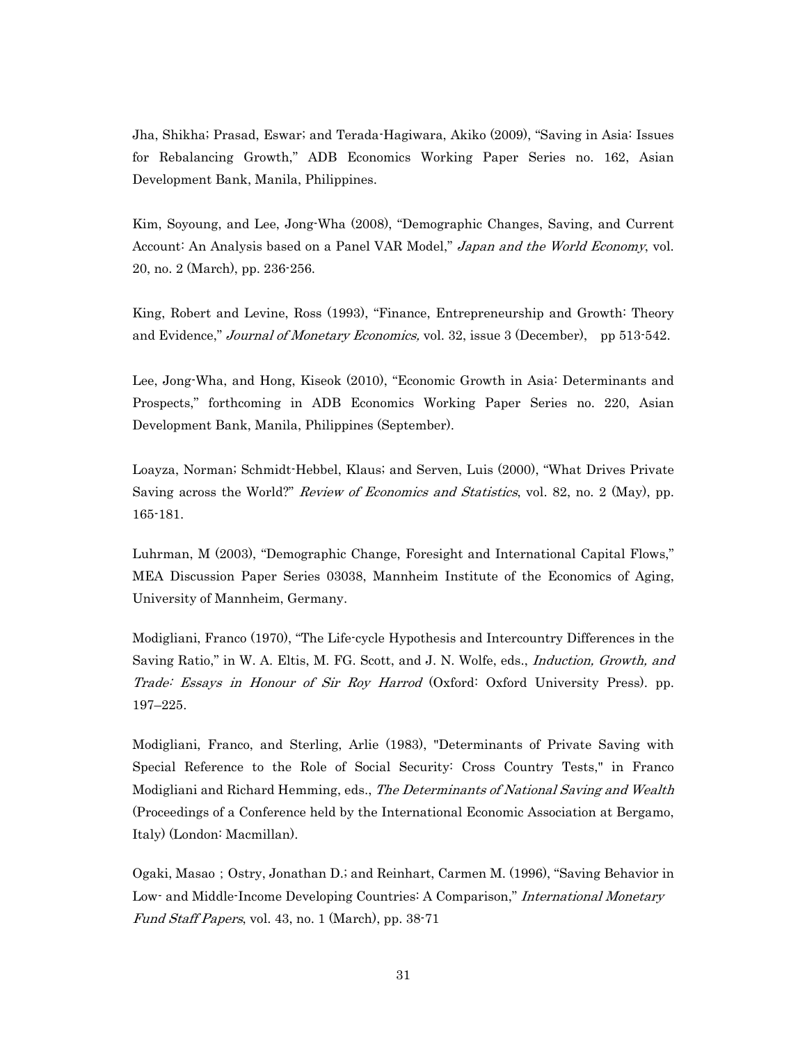Jha, Shikha; Prasad, Eswar; and Terada-Hagiwara, Akiko (2009), "Saving in Asia: Issues for Rebalancing Growth," ADB Economics Working Paper Series no. 162, Asian Development Bank, Manila, Philippines.

Kim, Soyoung, and Lee, Jong-Wha (2008), "Demographic Changes, Saving, and Current Account: An Analysis based on a Panel VAR Model," *Japan and the World Economy*, vol. 20, no. 2 (March), pp. 236-256.

King, Robert and Levine, Ross (1993), "Finance, Entrepreneurship and Growth: Theory and Evidence," *Journal of Monetary Economics,* vol. 32, issue 3 (December), pp 513-542.

Lee, Jong-Wha, and Hong, Kiseok (2010), "Economic Growth in Asia: Determinants and Prospects," forthcoming in ADB Economics Working Paper Series no. 220, Asian Development Bank, Manila, Philippines (September).

Loayza, Norman; Schmidt-Hebbel, Klaus; and Serven, Luis (2000), "What Drives Private Saving across the World?" *Review of Economics and Statistics*, vol. 82, no. 2 (May), pp. 165-181.

Luhrman, M (2003), "Demographic Change, Foresight and International Capital Flows," MEA Discussion Paper Series 03038, Mannheim Institute of the Economics of Aging, University of Mannheim, Germany.

Modigliani, Franco (1970), "The Life-cycle Hypothesis and Intercountry Differences in the Saving Ratio," in W. A. Eltis, M. FG. Scott, and J. N. Wolfe, eds., *Induction, Growth, and Trade: Essays in Honour of Sir Roy Harrod* (Oxford: Oxford University Press). pp. 197–225.

Modigliani, Franco, and Sterling, Arlie (1983), "Determinants of Private Saving with Special Reference to the Role of Social Security: Cross Country Tests," in Franco Modigliani and Richard Hemming, eds., *The Determinants of National Saving and Wealth* (Proceedings of a Conference held by the International Economic Association at Bergamo, Italy) (London: Macmillan).

Ogaki, Masao ; Ostry, Jonathan D.; and Reinhart, Carmen M. (1996), "Saving Behavior in Low- and Middle-Income Developing Countries: A Comparison," *International Monetary Fund Staff Papers*, vol. 43, no. 1 (March), pp. 38-71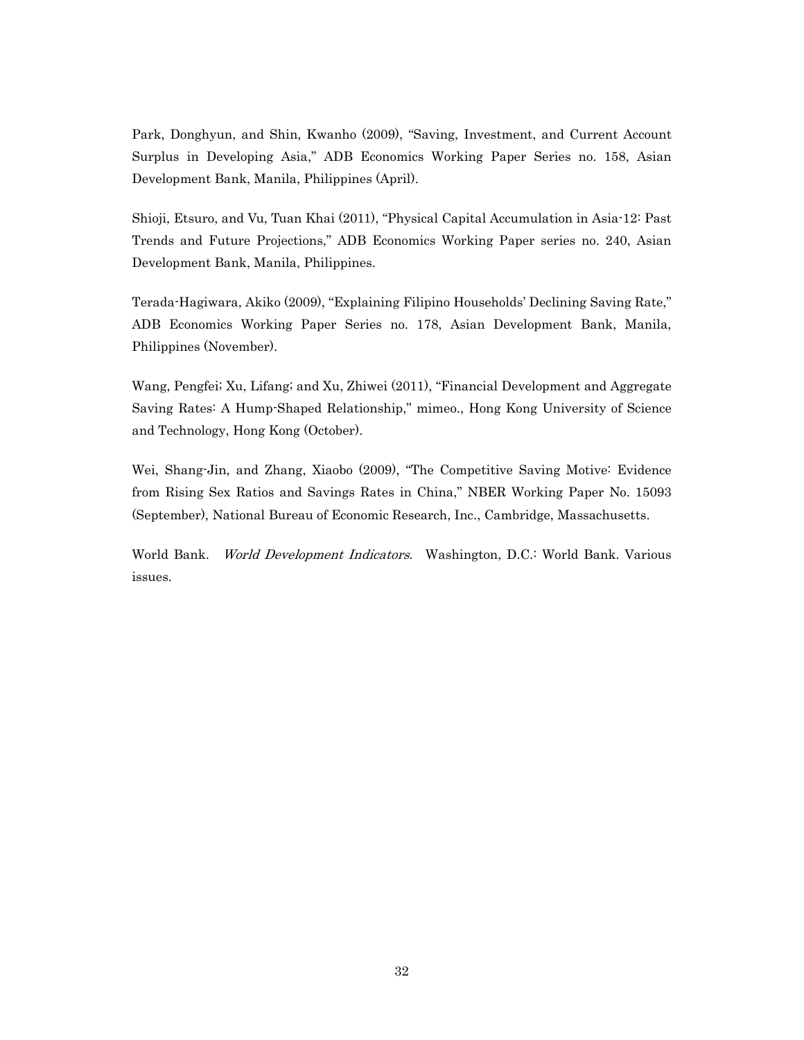Park, Donghyun, and Shin, Kwanho (2009), "Saving, Investment, and Current Account Surplus in Developing Asia," ADB Economics Working Paper Series no. 158, Asian Development Bank, Manila, Philippines (April).

Shioji, Etsuro, and Vu, Tuan Khai (2011), "Physical Capital Accumulation in Asia-12: Past Trends and Future Projections," ADB Economics Working Paper series no. 240, Asian Development Bank, Manila, Philippines.

Terada-Hagiwara, Akiko (2009), "Explaining Filipino Households' Declining Saving Rate," ADB Economics Working Paper Series no. 178, Asian Development Bank, Manila, Philippines (November).

Wang, Pengfei; Xu, Lifang; and Xu, Zhiwei (2011), "Financial Development and Aggregate Saving Rates: A Hump-Shaped Relationship," mimeo., Hong Kong University of Science and Technology, Hong Kong (October).

Wei, Shang-Jin, and Zhang, Xiaobo (2009), "The Competitive Saving Motive: Evidence from Rising Sex Ratios and Savings Rates in China," NBER Working Paper No. 15093 (September), National Bureau of Economic Research, Inc., Cambridge, Massachusetts.

World Bank. *World Development Indicators.* Washington, D.C.: World Bank. Various issues.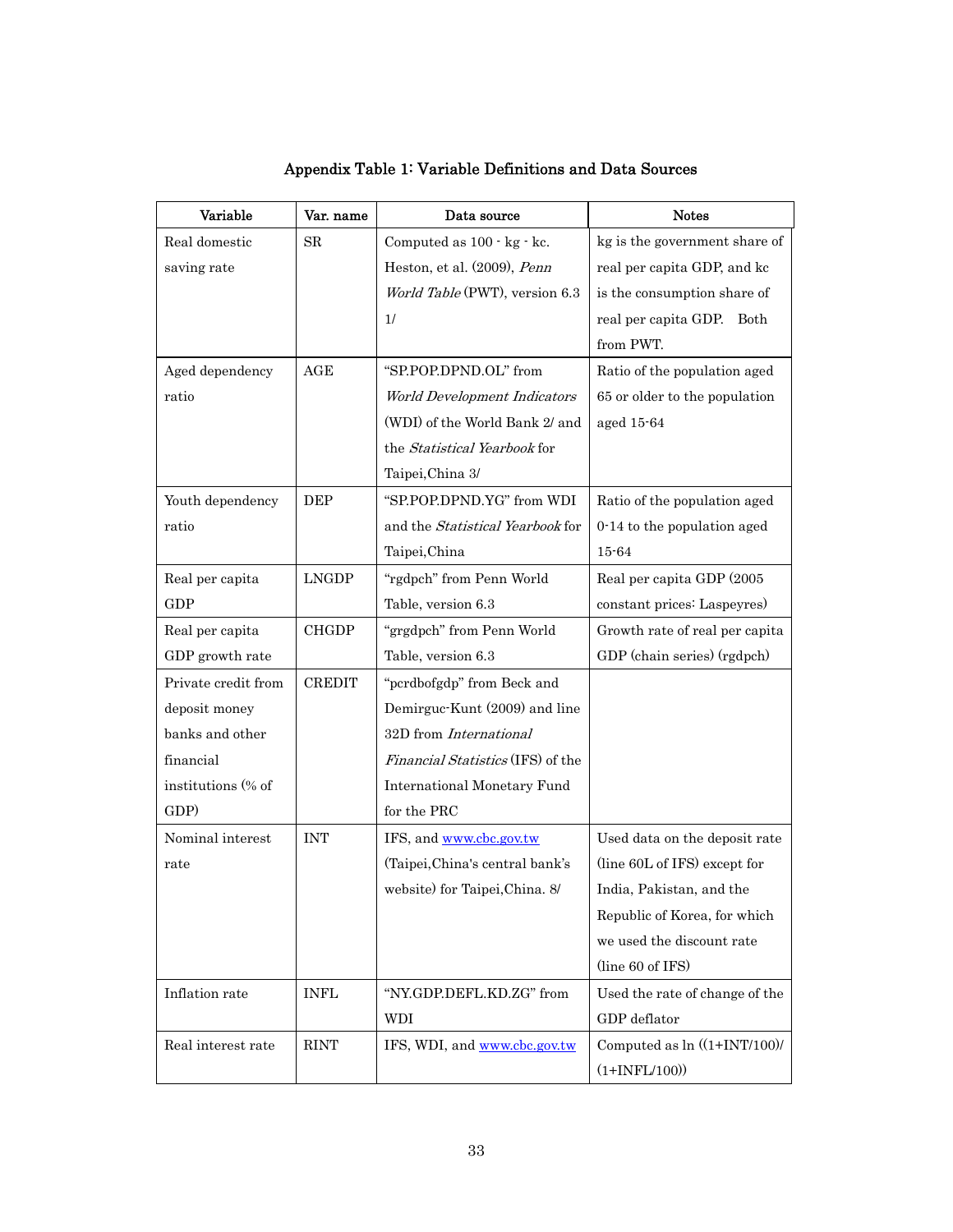**Appendix Table 1: Variable Definitions and Data Sources**

| Variable | Var. name | Data source | Notes |
|---|---|---|---|
| Real domestic saving rate | SR | Computed as 100 - kg - kc. Heston, et al. (2009), *Penn World Table* (PWT), version 6.3 1/ | kg is the government share of real per capita GDP, and kc is the consumption share of real per capita GDP. Both from PWT. |
| Aged dependency ratio | AGE | "SP.POP.DPND.OL" from *World Development Indicators* (WDI) of the World Bank 2/ and the *Statistical Yearbook* for Taipei,China 3/ | Ratio of the population aged 65 or older to the population aged 15-64 |
| Youth dependency ratio | DEP | "SP.POP.DPND.YG" from WDI and the *Statistical Yearbook* for Taipei,China | Ratio of the population aged 0-14 to the population aged 15-64 |
| Real per capita GDP | LNGDP | "rgdpch" from Penn World Table, version 6.3 | Real per capita GDP (2005 constant prices: Laspeyres) |
| Real per capita GDP growth rate | CHGDP | "grgdpch" from Penn World Table, version 6.3 | Growth rate of real per capita GDP (chain series) (rgdpch) |
| Private credit from deposit money banks and other financial institutions (% of GDP) | CREDIT | "pcrdbofgdp" from Beck and Demirguc-Kunt (2009) and line 32D from *International Financial Statistics* (IFS) of the International Monetary Fund for the PRC | |
| Nominal interest rate | INT | IFS, and www.cbc.gov.tw (Taipei,China's central bank's website) for Taipei,China. 8/ | Used data on the deposit rate (line 60L of IFS) except for India, Pakistan, and the Republic of Korea, for which we used the discount rate (line 60 of IFS) |
| Inflation rate | INFL | "NY.GDP.DEFL.KD.ZG" from WDI | Used the rate of change of the GDP deflator |
| Real interest rate | RINT | IFS, WDI, and www.cbc.gov.tw | Computed as ln ((1+INT/100)/(1+INFL/100)) |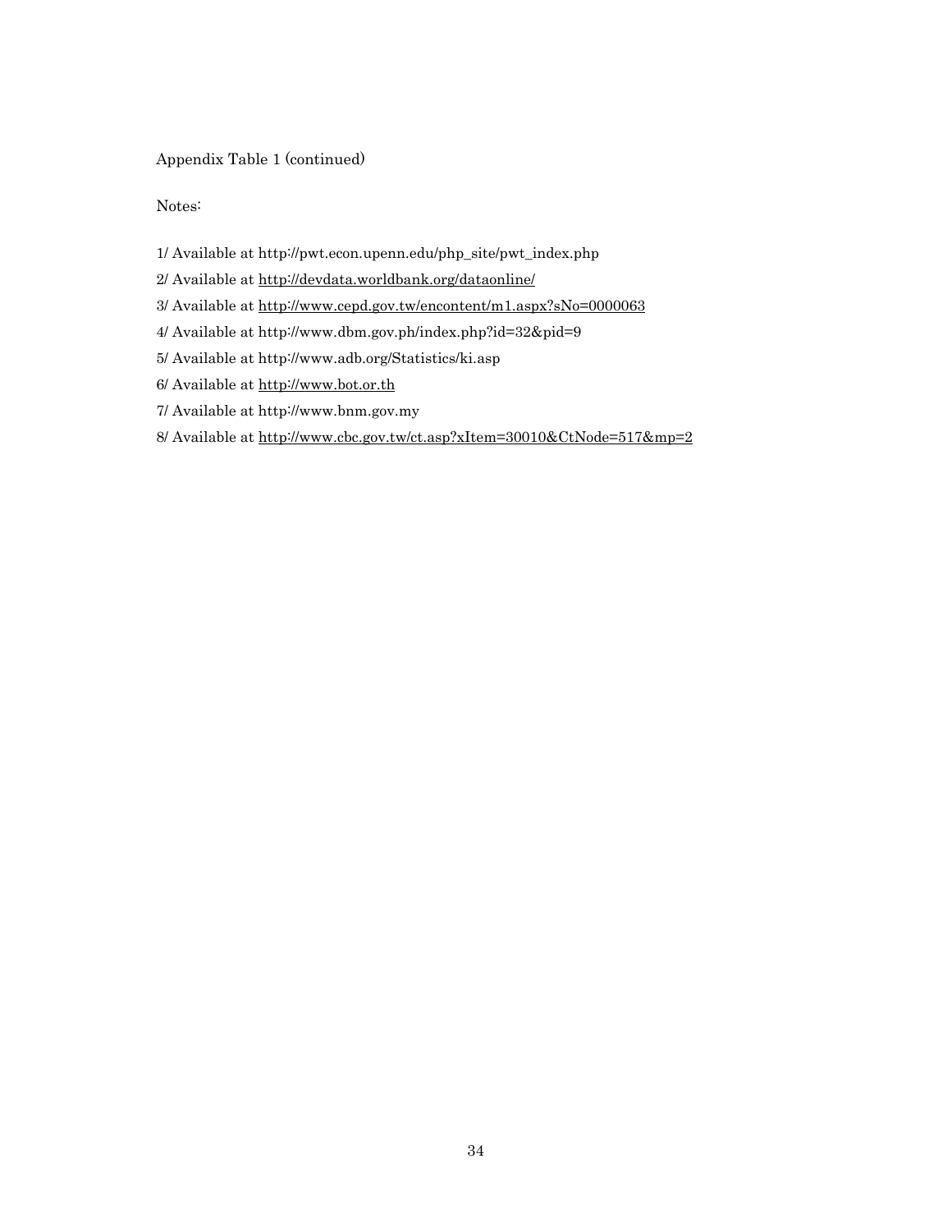Appendix Table 1 (continued)

Notes:

1/ Available at http://pwt.econ.upenn.edu/php_site/pwt_index.php

2/ Available at http://devdata.worldbank.org/dataonline/

3/ Available at http://www.cepd.gov.tw/encontent/m1.aspx?sNo=0000063

4/ Available at http://www.dbm.gov.ph/index.php?id=32&pid=9

5/ Available at http://www.adb.org/Statistics/ki.asp

6/ Available at http://www.bot.or.th

7/ Available at http://www.bnm.gov.my

8/ Available at http://www.cbc.gov.tw/ct.asp?xItem=30010&CtNode=517&mp=2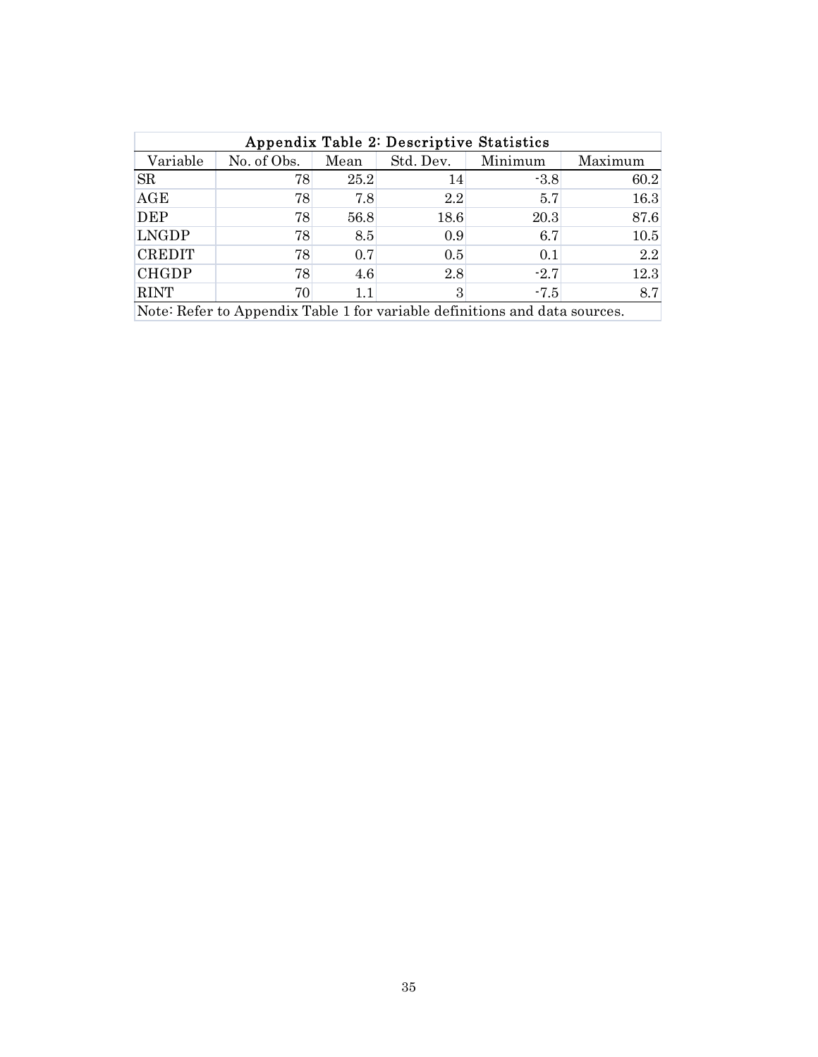**Appendix Table 2: Descriptive Statistics**

| Variable | No. of Obs. | Mean | Std. Dev. | Minimum | Maximum |
|---|---|---|---|---|---|
| SR | 78 | 25.2 | 14 | -3.8 | 60.2 |
| AGE | 78 | 7.8 | 2.2 | 5.7 | 16.3 |
| DEP | 78 | 56.8 | 18.6 | 20.3 | 87.6 |
| LNGDP | 78 | 8.5 | 0.9 | 6.7 | 10.5 |
| CREDIT | 78 | 0.7 | 0.5 | 0.1 | 2.2 |
| CHGDP | 78 | 4.6 | 2.8 | -2.7 | 12.3 |
| RINT | 70 | 1.1 | 3 | -7.5 | 8.7 |

Note: Refer to Appendix Table 1 for variable definitions and data sources.